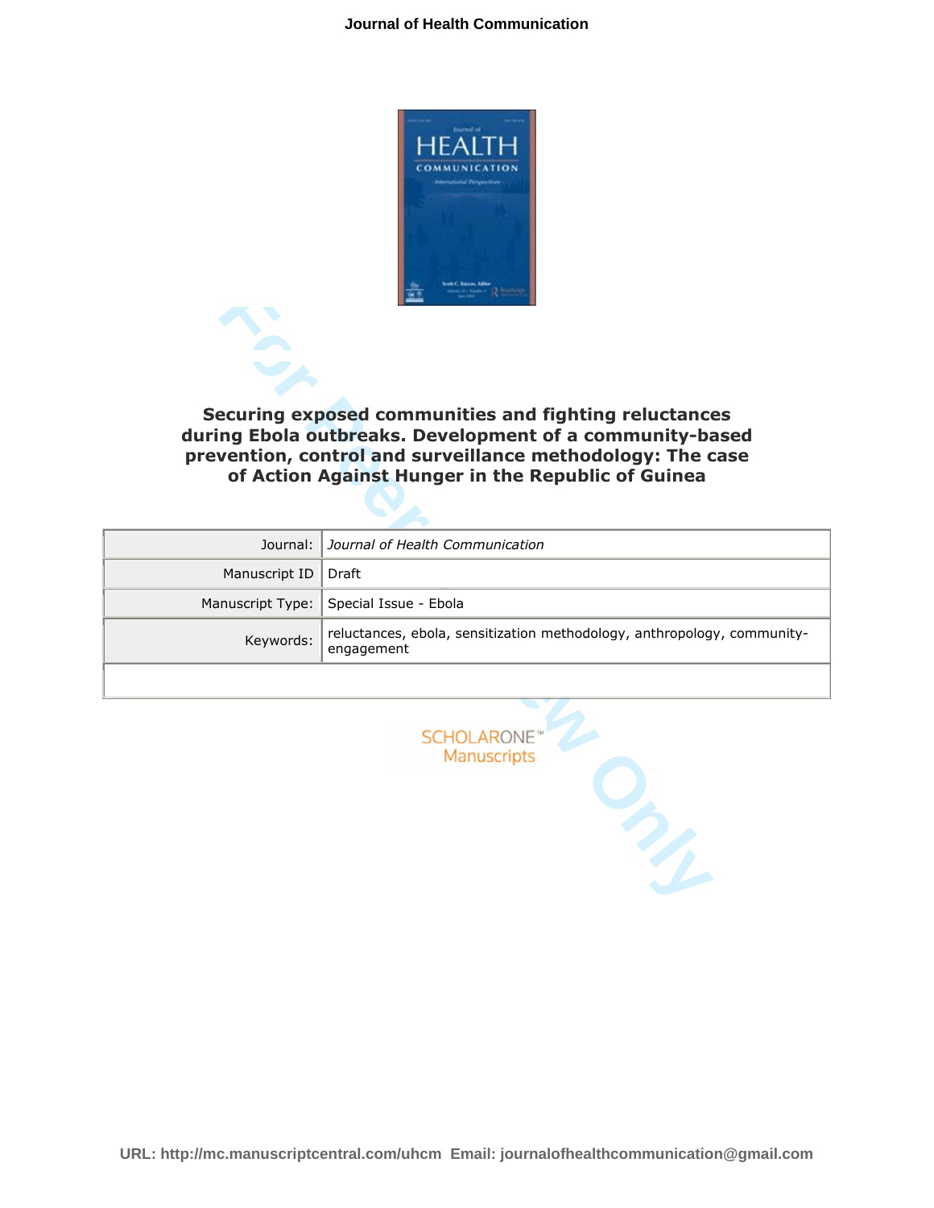# Securing exposed communities and fighting reluctances during Ebola outbreaks. Development of a community-based prevention, control and surveillance methodology: The case of Action Against Hunger in the Republic of Guinea

| | |
|---|---|
| Journal: | *Journal of Health Communication* |
| Manuscript ID | Draft |
| Manuscript Type: | Special Issue - Ebola |
| Keywords: | reluctances, ebola, sensitization methodology, anthropology, community-engagement |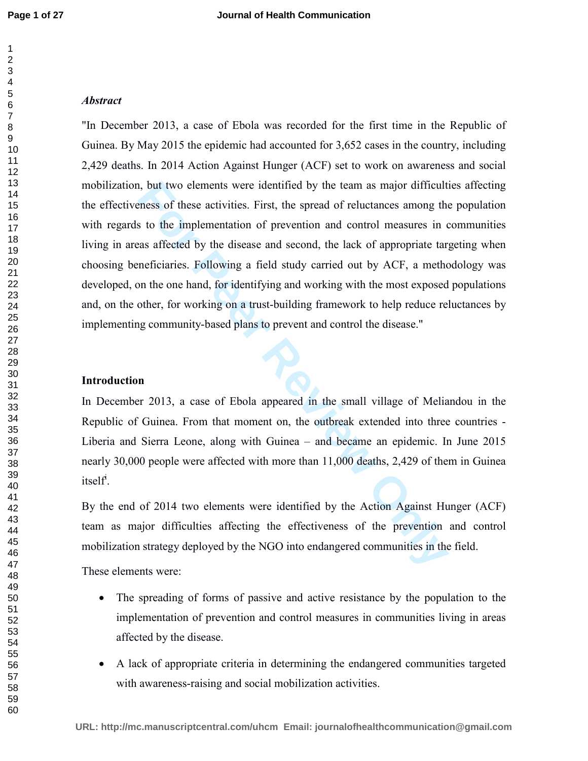*Abstract*

"In December 2013, a case of Ebola was recorded for the first time in the Republic of Guinea. By May 2015 the epidemic had accounted for 3,652 cases in the country, including 2,429 deaths. In 2014 Action Against Hunger (ACF) set to work on awareness and social mobilization, but two elements were identified by the team as major difficulties affecting the effectiveness of these activities. First, the spread of reluctances among the population with regards to the implementation of prevention and control measures in communities living in areas affected by the disease and second, the lack of appropriate targeting when choosing beneficiaries. Following a field study carried out by ACF, a methodology was developed, on the one hand, for identifying and working with the most exposed populations and, on the other, for working on a trust-building framework to help reduce reluctances by implementing community-based plans to prevent and control the disease."

**Introduction**

In December 2013, a case of Ebola appeared in the small village of Meliandou in the Republic of Guinea. From that moment on, the outbreak extended into three countries - Liberia and Sierra Leone, along with Guinea – and became an epidemic. In June 2015 nearly 30,000 people were affected with more than 11,000 deaths, 2,429 of them in Guinea itself[i].

By the end of 2014 two elements were identified by the Action Against Hunger (ACF) team as major difficulties affecting the effectiveness of the prevention and control mobilization strategy deployed by the NGO into endangered communities in the field.

These elements were:

- The spreading of forms of passive and active resistance by the population to the implementation of prevention and control measures in communities living in areas affected by the disease.
- A lack of appropriate criteria in determining the endangered communities targeted with awareness-raising and social mobilization activities.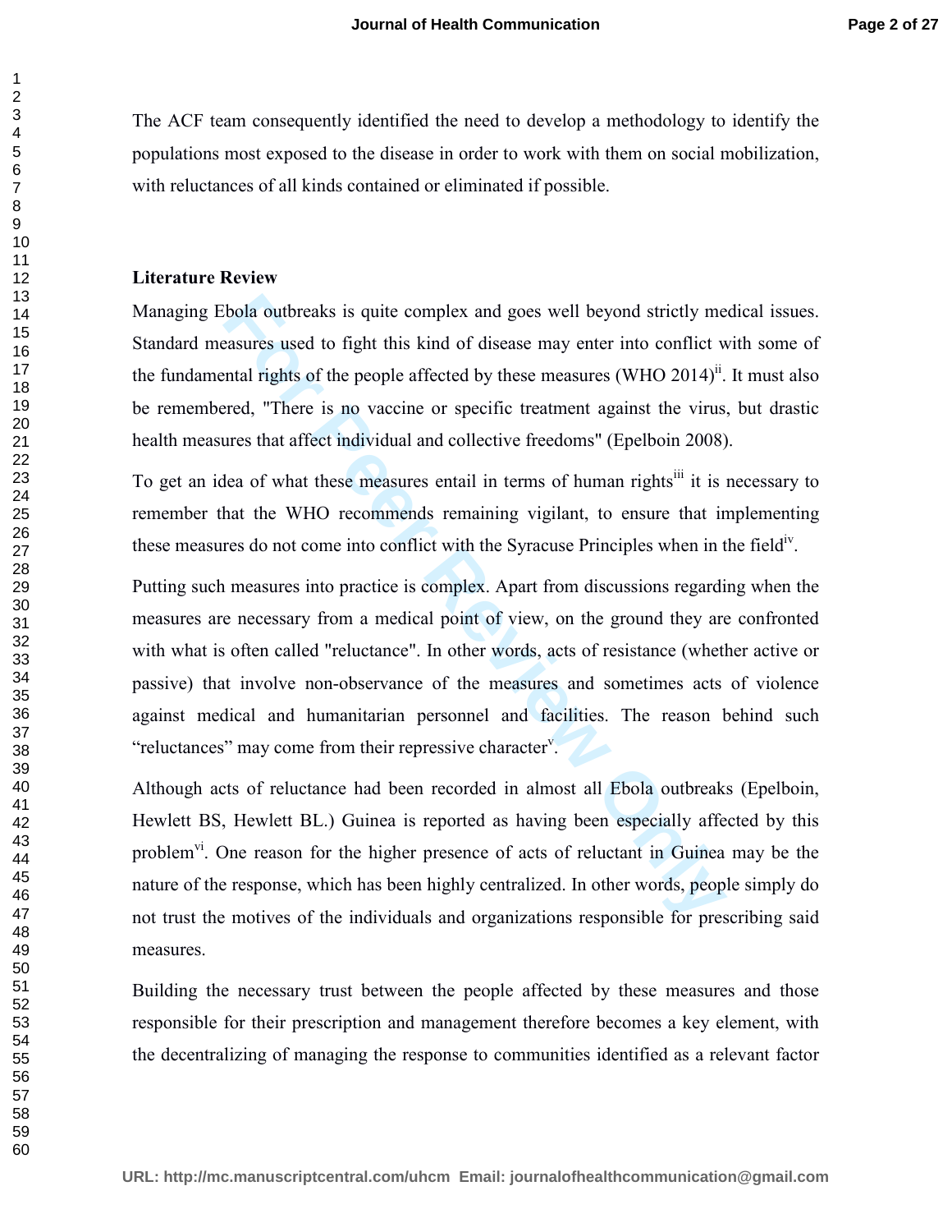The ACF team consequently identified the need to develop a methodology to identify the populations most exposed to the disease in order to work with them on social mobilization, with reluctances of all kinds contained or eliminated if possible.

**Literature Review**

Managing Ebola outbreaks is quite complex and goes well beyond strictly medical issues. Standard measures used to fight this kind of disease may enter into conflict with some of the fundamental rights of the people affected by these measures (WHO 2014)[ii]. It must also be remembered, "There is no vaccine or specific treatment against the virus, but drastic health measures that affect individual and collective freedoms" (Epelboin 2008).

To get an idea of what these measures entail in terms of human rights[iii] it is necessary to remember that the WHO recommends remaining vigilant, to ensure that implementing these measures do not come into conflict with the Syracuse Principles when in the field[iv].

Putting such measures into practice is complex. Apart from discussions regarding when the measures are necessary from a medical point of view, on the ground they are confronted with what is often called "reluctance". In other words, acts of resistance (whether active or passive) that involve non-observance of the measures and sometimes acts of violence against medical and humanitarian personnel and facilities. The reason behind such "reluctances" may come from their repressive character[v].

Although acts of reluctance had been recorded in almost all Ebola outbreaks (Epelboin, Hewlett BS, Hewlett BL.) Guinea is reported as having been especially affected by this problem[vi]. One reason for the higher presence of acts of reluctant in Guinea may be the nature of the response, which has been highly centralized. In other words, people simply do not trust the motives of the individuals and organizations responsible for prescribing said measures.

Building the necessary trust between the people affected by these measures and those responsible for their prescription and management therefore becomes a key element, with the decentralizing of managing the response to communities identified as a relevant factor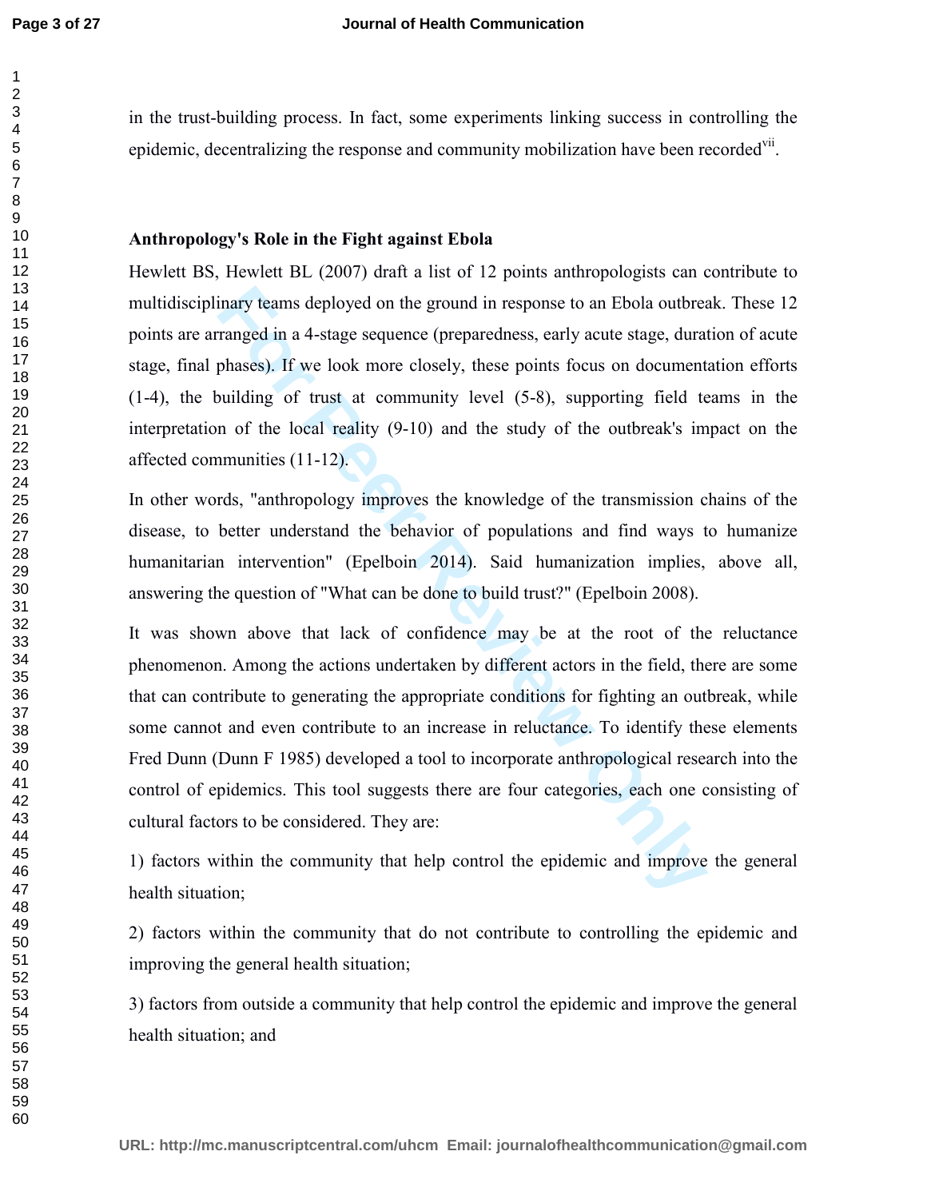in the trust-building process. In fact, some experiments linking success in controlling the epidemic, decentralizing the response and community mobilization have been recorded[vii].

**Anthropology's Role in the Fight against Ebola**

Hewlett BS, Hewlett BL (2007) draft a list of 12 points anthropologists can contribute to multidisciplinary teams deployed on the ground in response to an Ebola outbreak. These 12 points are arranged in a 4-stage sequence (preparedness, early acute stage, duration of acute stage, final phases). If we look more closely, these points focus on documentation efforts (1-4), the building of trust at community level (5-8), supporting field teams in the interpretation of the local reality (9-10) and the study of the outbreak's impact on the affected communities (11-12).

In other words, "anthropology improves the knowledge of the transmission chains of the disease, to better understand the behavior of populations and find ways to humanize humanitarian intervention" (Epelboin 2014). Said humanization implies, above all, answering the question of "What can be done to build trust?" (Epelboin 2008).

It was shown above that lack of confidence may be at the root of the reluctance phenomenon. Among the actions undertaken by different actors in the field, there are some that can contribute to generating the appropriate conditions for fighting an outbreak, while some cannot and even contribute to an increase in reluctance. To identify these elements Fred Dunn (Dunn F 1985) developed a tool to incorporate anthropological research into the control of epidemics. This tool suggests there are four categories, each one consisting of cultural factors to be considered. They are:

1) factors within the community that help control the epidemic and improve the general health situation;

2) factors within the community that do not contribute to controlling the epidemic and improving the general health situation;

3) factors from outside a community that help control the epidemic and improve the general health situation; and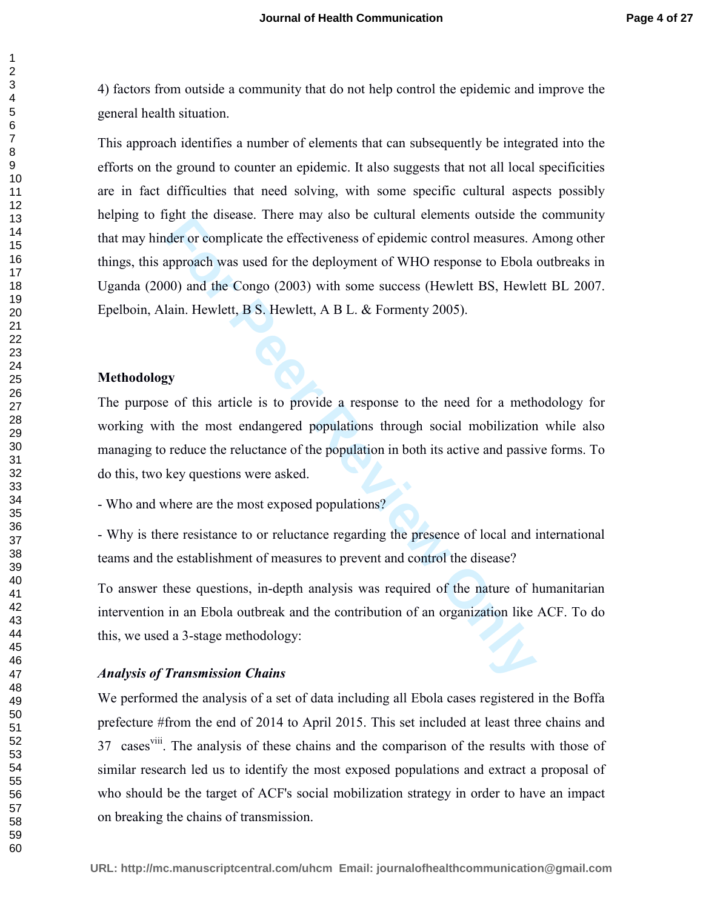4) factors from outside a community that do not help control the epidemic and improve the general health situation.

This approach identifies a number of elements that can subsequently be integrated into the efforts on the ground to counter an epidemic. It also suggests that not all local specificities are in fact difficulties that need solving, with some specific cultural aspects possibly helping to fight the disease. There may also be cultural elements outside the community that may hinder or complicate the effectiveness of epidemic control measures. Among other things, this approach was used for the deployment of WHO response to Ebola outbreaks in Uganda (2000) and the Congo (2003) with some success (Hewlett BS, Hewlett BL 2007. Epelboin, Alain. Hewlett, B S. Hewlett, A B L. & Formenty 2005).

## Methodology

The purpose of this article is to provide a response to the need for a methodology for working with the most endangered populations through social mobilization while also managing to reduce the reluctance of the population in both its active and passive forms. To do this, two key questions were asked.

- Who and where are the most exposed populations?

- Why is there resistance to or reluctance regarding the presence of local and international teams and the establishment of measures to prevent and control the disease?

To answer these questions, in-depth analysis was required of the nature of humanitarian intervention in an Ebola outbreak and the contribution of an organization like ACF. To do this, we used a 3-stage methodology:

### *Analysis of Transmission Chains*

We performed the analysis of a set of data including all Ebola cases registered in the Boffa prefecture #from the end of 2014 to April 2015. This set included at least three chains and 37 cases[viii]. The analysis of these chains and the comparison of the results with those of similar research led us to identify the most exposed populations and extract a proposal of who should be the target of ACF's social mobilization strategy in order to have an impact on breaking the chains of transmission.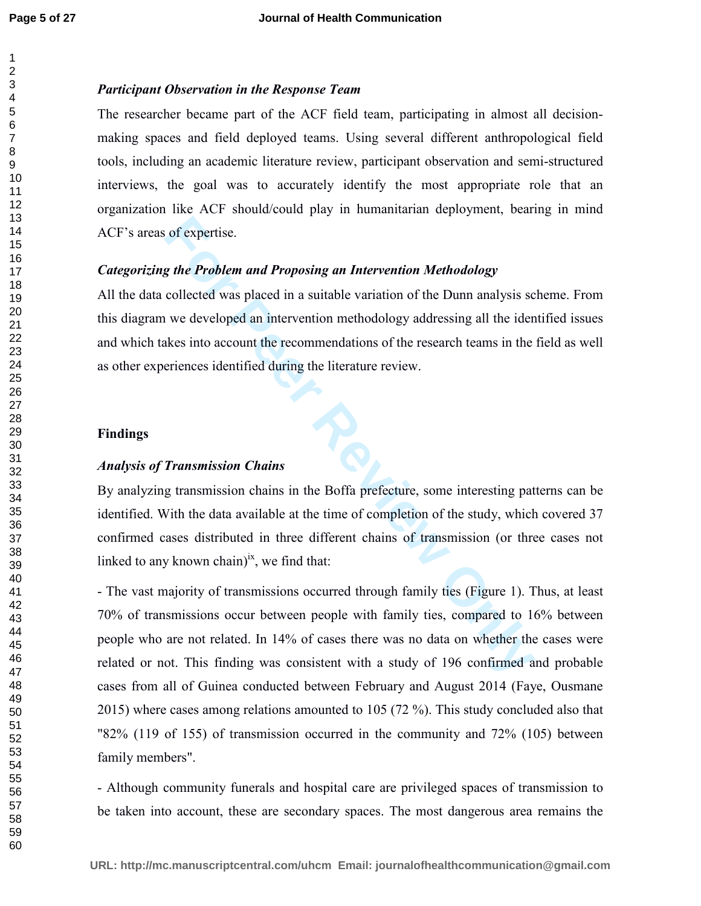### *Participant Observation in the Response Team*

The researcher became part of the ACF field team, participating in almost all decision-making spaces and field deployed teams. Using several different anthropological field tools, including an academic literature review, participant observation and semi-structured interviews, the goal was to accurately identify the most appropriate role that an organization like ACF should/could play in humanitarian deployment, bearing in mind ACF's areas of expertise.

### *Categorizing the Problem and Proposing an Intervention Methodology*

All the data collected was placed in a suitable variation of the Dunn analysis scheme. From this diagram we developed an intervention methodology addressing all the identified issues and which takes into account the recommendations of the research teams in the field as well as other experiences identified during the literature review.

## Findings

### *Analysis of Transmission Chains*

By analyzing transmission chains in the Boffa prefecture, some interesting patterns can be identified. With the data available at the time of completion of the study, which covered 37 confirmed cases distributed in three different chains of transmission (or three cases not linked to any known chain)[ix], we find that:

- The vast majority of transmissions occurred through family ties (Figure 1). Thus, at least 70% of transmissions occur between people with family ties, compared to 16% between people who are not related. In 14% of cases there was no data on whether the cases were related or not. This finding was consistent with a study of 196 confirmed and probable cases from all of Guinea conducted between February and August 2014 (Faye, Ousmane 2015) where cases among relations amounted to 105 (72 %). This study concluded also that "82% (119 of 155) of transmission occurred in the community and 72% (105) between family members".

- Although community funerals and hospital care are privileged spaces of transmission to be taken into account, these are secondary spaces. The most dangerous area remains the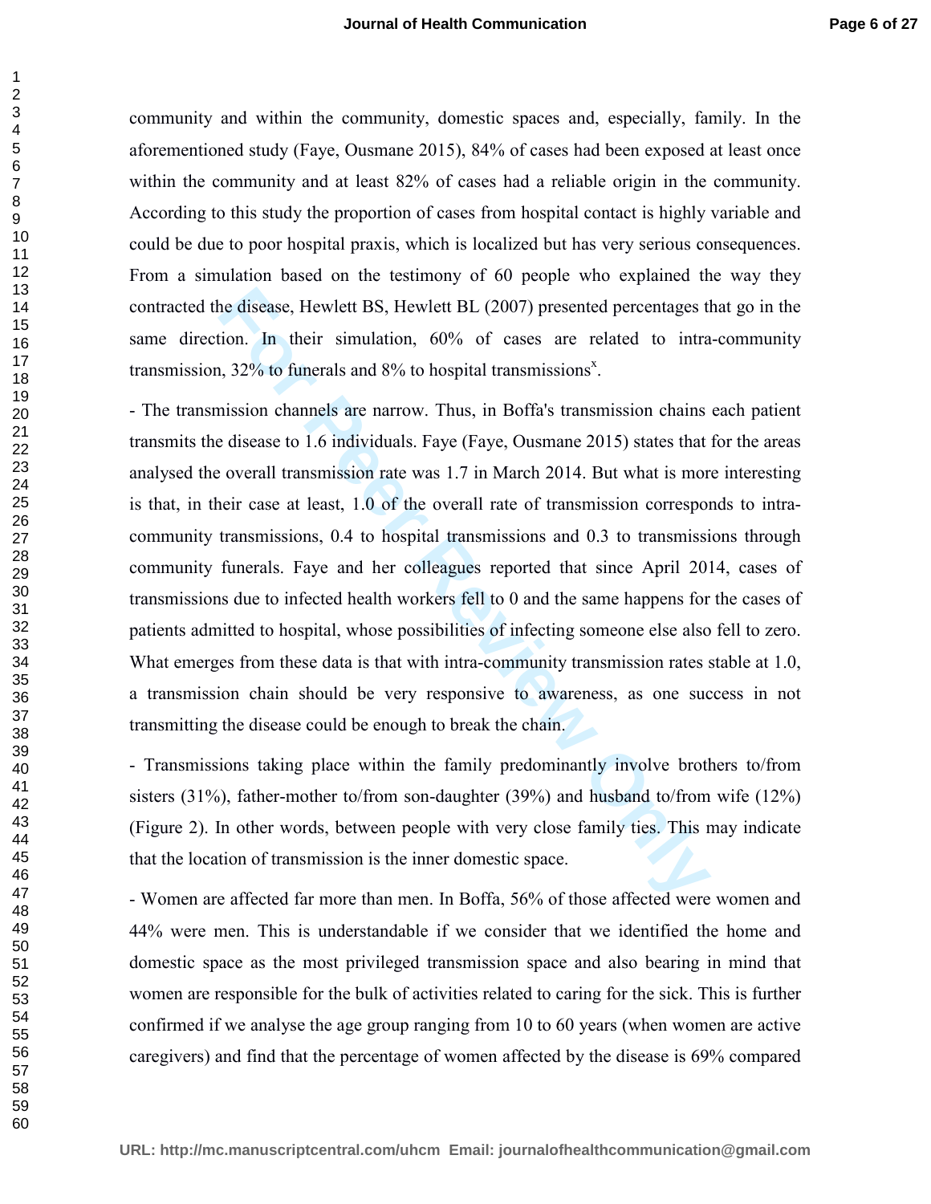community and within the community, domestic spaces and, especially, family. In the aforementioned study (Faye, Ousmane 2015), 84% of cases had been exposed at least once within the community and at least 82% of cases had a reliable origin in the community. According to this study the proportion of cases from hospital contact is highly variable and could be due to poor hospital praxis, which is localized but has very serious consequences. From a simulation based on the testimony of 60 people who explained the way they contracted the disease, Hewlett BS, Hewlett BL (2007) presented percentages that go in the same direction. In their simulation, 60% of cases are related to intra-community transmission, 32% to funerals and 8% to hospital transmissions[x].

- The transmission channels are narrow. Thus, in Boffa's transmission chains each patient transmits the disease to 1.6 individuals. Faye (Faye, Ousmane 2015) states that for the areas analysed the overall transmission rate was 1.7 in March 2014. But what is more interesting is that, in their case at least, 1.0 of the overall rate of transmission corresponds to intra-community transmissions, 0.4 to hospital transmissions and 0.3 to transmissions through community funerals. Faye and her colleagues reported that since April 2014, cases of transmissions due to infected health workers fell to 0 and the same happens for the cases of patients admitted to hospital, whose possibilities of infecting someone else also fell to zero. What emerges from these data is that with intra-community transmission rates stable at 1.0, a transmission chain should be very responsive to awareness, as one success in not transmitting the disease could be enough to break the chain.

- Transmissions taking place within the family predominantly involve brothers to/from sisters (31%), father-mother to/from son-daughter (39%) and husband to/from wife (12%) (Figure 2). In other words, between people with very close family ties. This may indicate that the location of transmission is the inner domestic space.

- Women are affected far more than men. In Boffa, 56% of those affected were women and 44% were men. This is understandable if we consider that we identified the home and domestic space as the most privileged transmission space and also bearing in mind that women are responsible for the bulk of activities related to caring for the sick. This is further confirmed if we analyse the age group ranging from 10 to 60 years (when women are active caregivers) and find that the percentage of women affected by the disease is 69% compared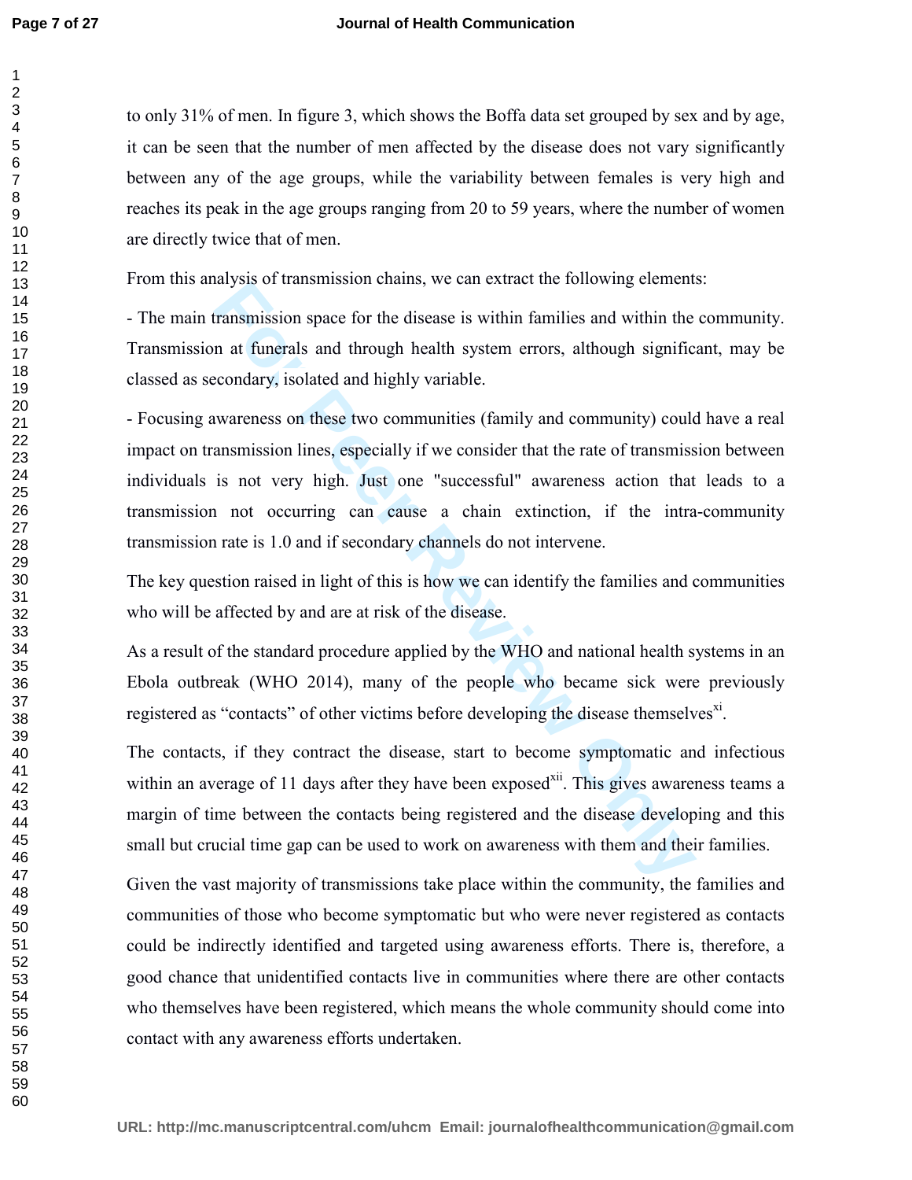to only 31% of men. In figure 3, which shows the Boffa data set grouped by sex and by age, it can be seen that the number of men affected by the disease does not vary significantly between any of the age groups, while the variability between females is very high and reaches its peak in the age groups ranging from 20 to 59 years, where the number of women are directly twice that of men.

From this analysis of transmission chains, we can extract the following elements:

- The main transmission space for the disease is within families and within the community. Transmission at funerals and through health system errors, although significant, may be classed as secondary, isolated and highly variable.

- Focusing awareness on these two communities (family and community) could have a real impact on transmission lines, especially if we consider that the rate of transmission between individuals is not very high. Just one "successful" awareness action that leads to a transmission not occurring can cause a chain extinction, if the intra-community transmission rate is 1.0 and if secondary channels do not intervene.

The key question raised in light of this is how we can identify the families and communities who will be affected by and are at risk of the disease.

As a result of the standard procedure applied by the WHO and national health systems in an Ebola outbreak (WHO 2014), many of the people who became sick were previously registered as "contacts" of other victims before developing the disease themselves[xi].

The contacts, if they contract the disease, start to become symptomatic and infectious within an average of 11 days after they have been exposed[xii]. This gives awareness teams a margin of time between the contacts being registered and the disease developing and this small but crucial time gap can be used to work on awareness with them and their families.

Given the vast majority of transmissions take place within the community, the families and communities of those who become symptomatic but who were never registered as contacts could be indirectly identified and targeted using awareness efforts. There is, therefore, a good chance that unidentified contacts live in communities where there are other contacts who themselves have been registered, which means the whole community should come into contact with any awareness efforts undertaken.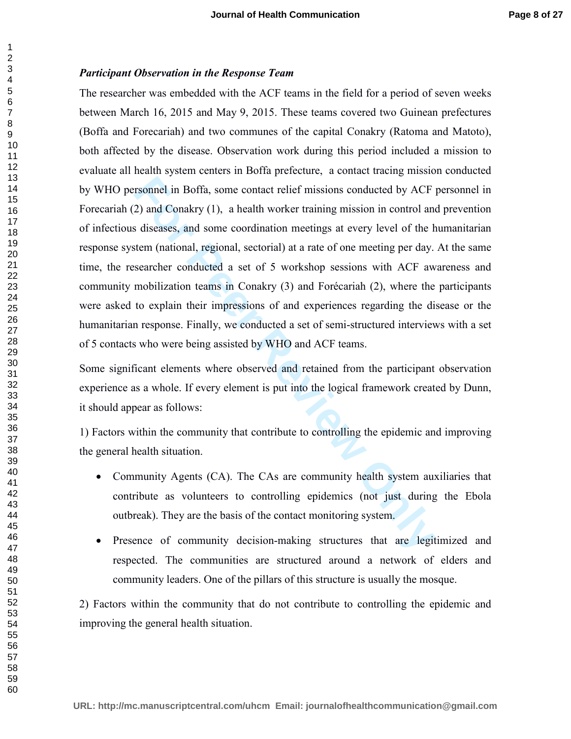***Participant Observation in the Response Team***

The researcher was embedded with the ACF teams in the field for a period of seven weeks between March 16, 2015 and May 9, 2015. These teams covered two Guinean prefectures (Boffa and Forecariah) and two communes of the capital Conakry (Ratoma and Matoto), both affected by the disease. Observation work during this period included a mission to evaluate all health system centers in Boffa prefecture, a contact tracing mission conducted by WHO personnel in Boffa, some contact relief missions conducted by ACF personnel in Forecariah (2) and Conakry (1), a health worker training mission in control and prevention of infectious diseases, and some coordination meetings at every level of the humanitarian response system (national, regional, sectorial) at a rate of one meeting per day. At the same time, the researcher conducted a set of 5 workshop sessions with ACF awareness and community mobilization teams in Conakry (3) and Forécariah (2), where the participants were asked to explain their impressions of and experiences regarding the disease or the humanitarian response. Finally, we conducted a set of semi-structured interviews with a set of 5 contacts who were being assisted by WHO and ACF teams.

Some significant elements where observed and retained from the participant observation experience as a whole. If every element is put into the logical framework created by Dunn, it should appear as follows:

1) Factors within the community that contribute to controlling the epidemic and improving the general health situation.

- Community Agents (CA). The CAs are community health system auxiliaries that contribute as volunteers to controlling epidemics (not just during the Ebola outbreak). They are the basis of the contact monitoring system.
- Presence of community decision-making structures that are legitimized and respected. The communities are structured around a network of elders and community leaders. One of the pillars of this structure is usually the mosque.

2) Factors within the community that do not contribute to controlling the epidemic and improving the general health situation.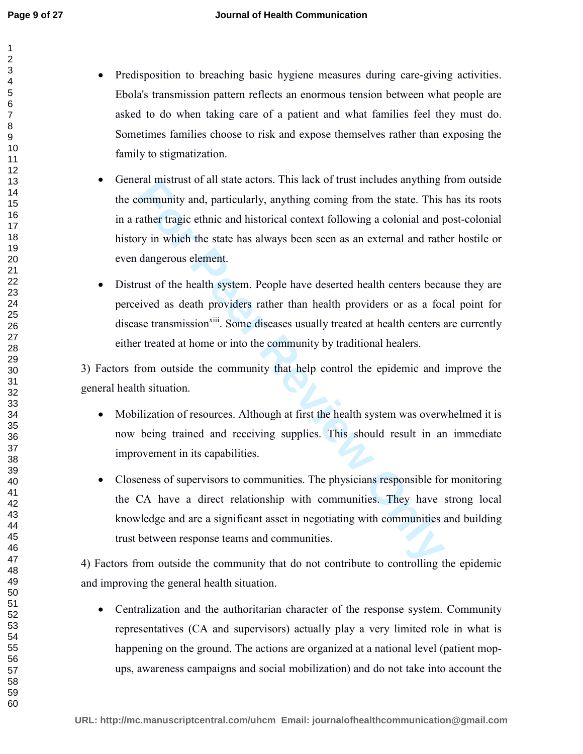- Predisposition to breaching basic hygiene measures during care-giving activities. Ebola's transmission pattern reflects an enormous tension between what people are asked to do when taking care of a patient and what families feel they must do. Sometimes families choose to risk and expose themselves rather than exposing the family to stigmatization.

- General mistrust of all state actors. This lack of trust includes anything from outside the community and, particularly, anything coming from the state. This has its roots in a rather tragic ethnic and historical context following a colonial and post-colonial history in which the state has always been seen as an external and rather hostile or even dangerous element.

- Distrust of the health system. People have deserted health centers because they are perceived as death providers rather than health providers or as a focal point for disease transmission[xiii]. Some diseases usually treated at health centers are currently either treated at home or into the community by traditional healers.

3) Factors from outside the community that help control the epidemic and improve the general health situation.

- Mobilization of resources. Although at first the health system was overwhelmed it is now being trained and receiving supplies. This should result in an immediate improvement in its capabilities.

- Closeness of supervisors to communities. The physicians responsible for monitoring the CA have a direct relationship with communities. They have strong local knowledge and are a significant asset in negotiating with communities and building trust between response teams and communities.

4) Factors from outside the community that do not contribute to controlling the epidemic and improving the general health situation.

- Centralization and the authoritarian character of the response system. Community representatives (CA and supervisors) actually play a very limited role in what is happening on the ground. The actions are organized at a national level (patient mop-ups, awareness campaigns and social mobilization) and do not take into account the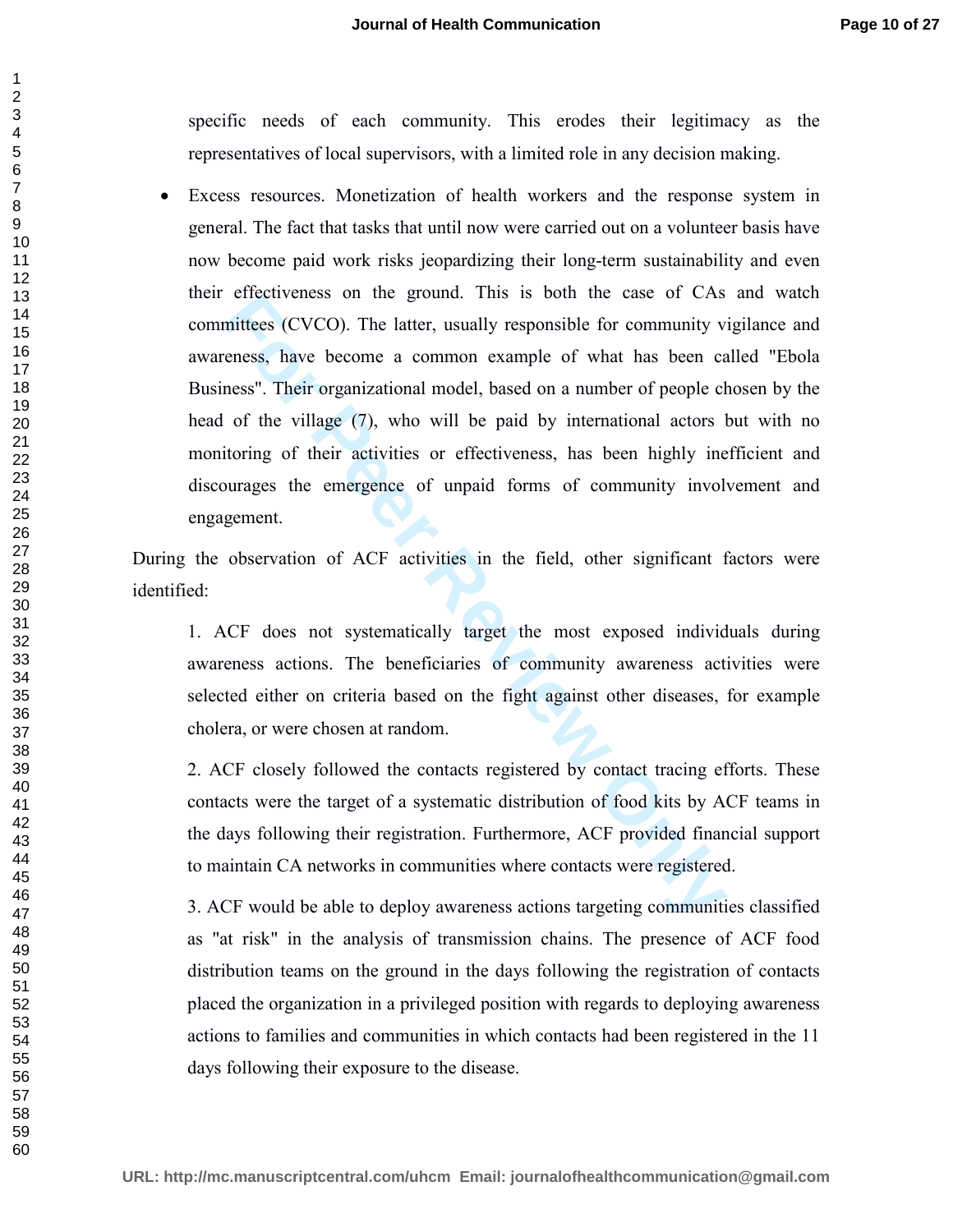specific needs of each community. This erodes their legitimacy as the representatives of local supervisors, with a limited role in any decision making.

- Excess resources. Monetization of health workers and the response system in general. The fact that tasks that until now were carried out on a volunteer basis have now become paid work risks jeopardizing their long-term sustainability and even their effectiveness on the ground. This is both the case of CAs and watch committees (CVCO). The latter, usually responsible for community vigilance and awareness, have become a common example of what has been called "Ebola Business". Their organizational model, based on a number of people chosen by the head of the village (7), who will be paid by international actors but with no monitoring of their activities or effectiveness, has been highly inefficient and discourages the emergence of unpaid forms of community involvement and engagement.

During the observation of ACF activities in the field, other significant factors were identified:

1. ACF does not systematically target the most exposed individuals during awareness actions. The beneficiaries of community awareness activities were selected either on criteria based on the fight against other diseases, for example cholera, or were chosen at random.

2. ACF closely followed the contacts registered by contact tracing efforts. These contacts were the target of a systematic distribution of food kits by ACF teams in the days following their registration. Furthermore, ACF provided financial support to maintain CA networks in communities where contacts were registered.

3. ACF would be able to deploy awareness actions targeting communities classified as "at risk" in the analysis of transmission chains. The presence of ACF food distribution teams on the ground in the days following the registration of contacts placed the organization in a privileged position with regards to deploying awareness actions to families and communities in which contacts had been registered in the 11 days following their exposure to the disease.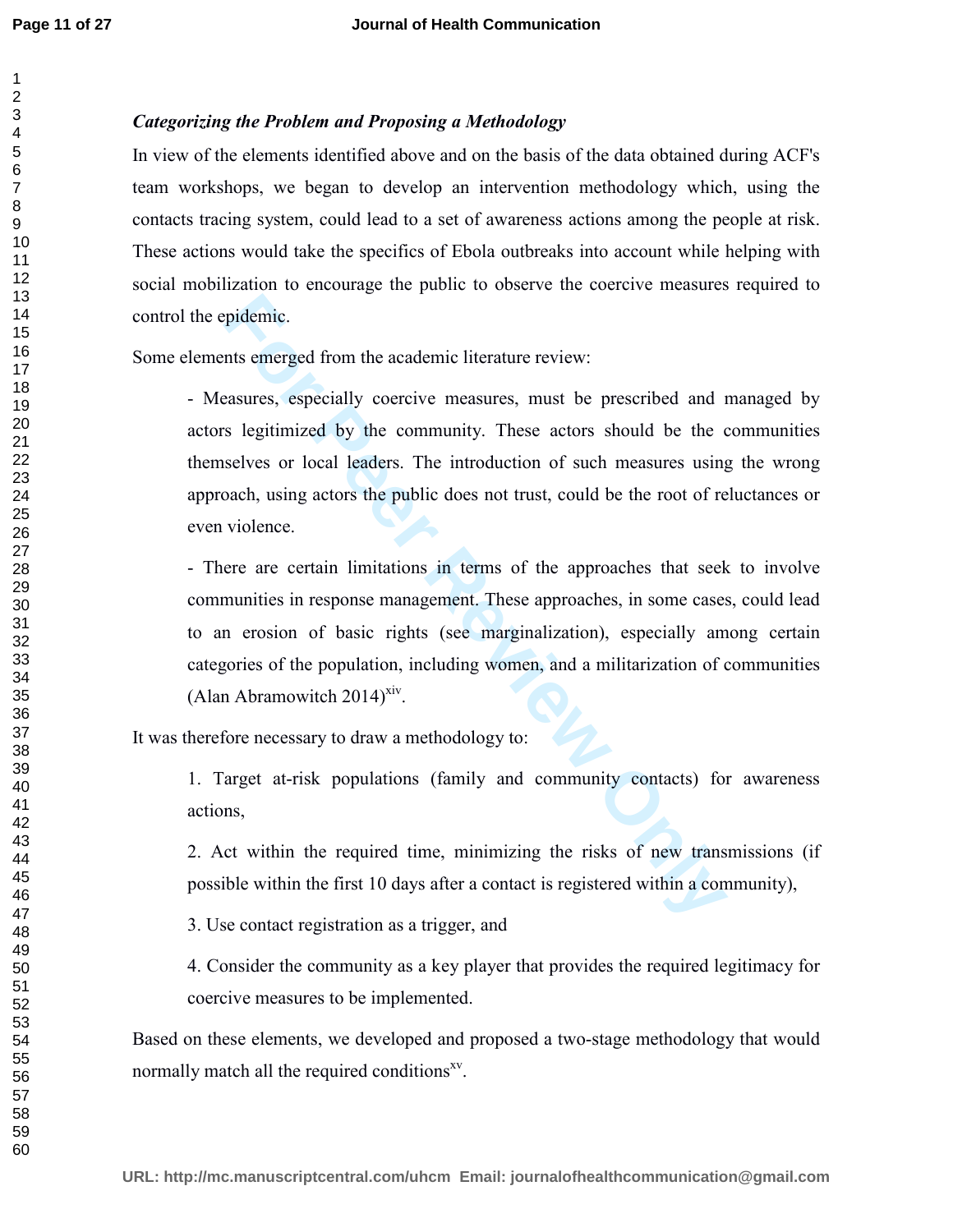### *Categorizing the Problem and Proposing a Methodology*

In view of the elements identified above and on the basis of the data obtained during ACF's team workshops, we began to develop an intervention methodology which, using the contacts tracing system, could lead to a set of awareness actions among the people at risk. These actions would take the specifics of Ebola outbreaks into account while helping with social mobilization to encourage the public to observe the coercive measures required to control the epidemic.

Some elements emerged from the academic literature review:

- Measures, especially coercive measures, must be prescribed and managed by actors legitimized by the community. These actors should be the communities themselves or local leaders. The introduction of such measures using the wrong approach, using actors the public does not trust, could be the root of reluctances or even violence.

- There are certain limitations in terms of the approaches that seek to involve communities in response management. These approaches, in some cases, could lead to an erosion of basic rights (see marginalization), especially among certain categories of the population, including women, and a militarization of communities (Alan Abramowitch 2014)[xiv].

It was therefore necessary to draw a methodology to:

1. Target at-risk populations (family and community contacts) for awareness actions,

2. Act within the required time, minimizing the risks of new transmissions (if possible within the first 10 days after a contact is registered within a community),

3. Use contact registration as a trigger, and

4. Consider the community as a key player that provides the required legitimacy for coercive measures to be implemented.

Based on these elements, we developed and proposed a two-stage methodology that would normally match all the required conditions[xv].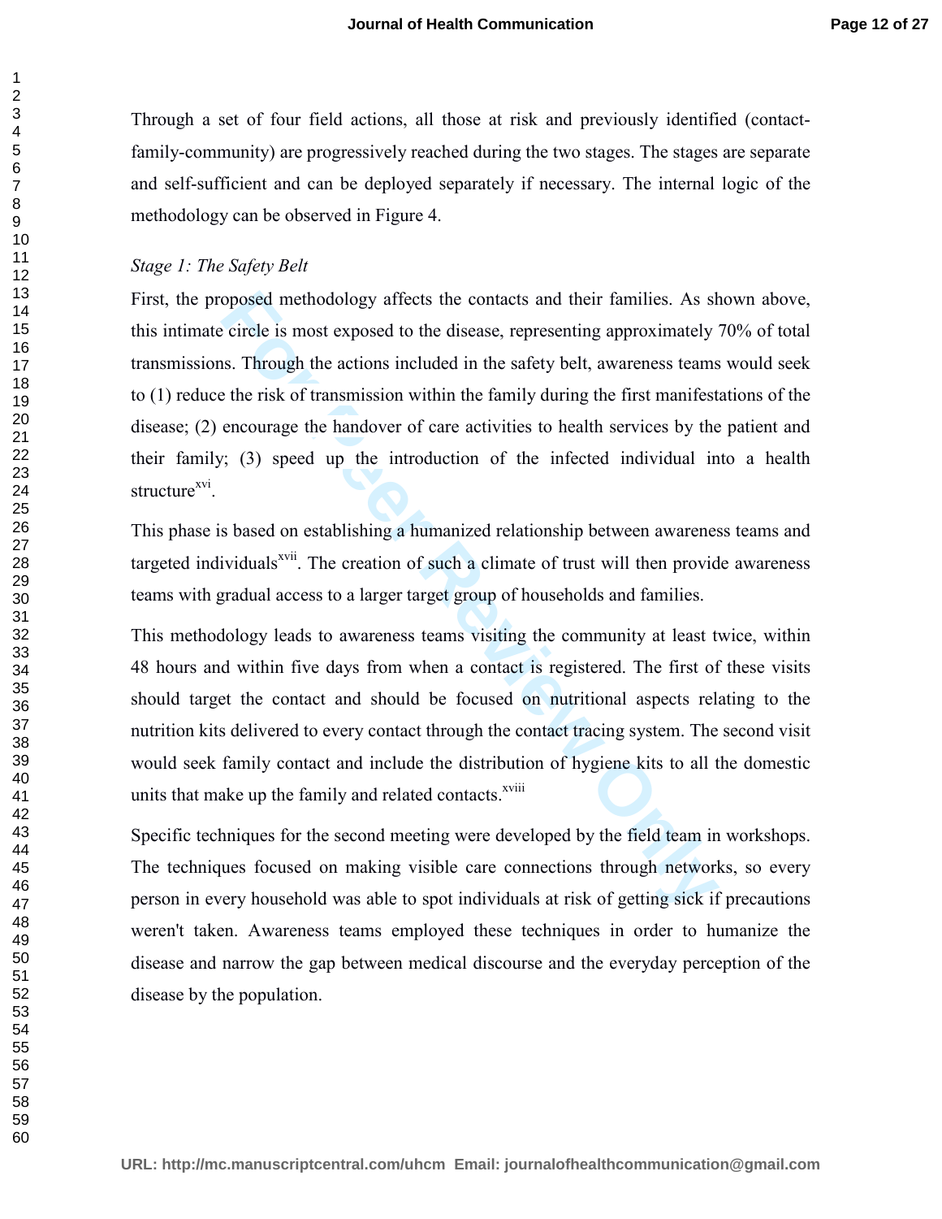Through a set of four field actions, all those at risk and previously identified (contact-family-community) are progressively reached during the two stages. The stages are separate and self-sufficient and can be deployed separately if necessary. The internal logic of the methodology can be observed in Figure 4.

*Stage 1: The Safety Belt*

First, the proposed methodology affects the contacts and their families. As shown above, this intimate circle is most exposed to the disease, representing approximately 70% of total transmissions. Through the actions included in the safety belt, awareness teams would seek to (1) reduce the risk of transmission within the family during the first manifestations of the disease; (2) encourage the handover of care activities to health services by the patient and their family; (3) speed up the introduction of the infected individual into a health structure[xvi].

This phase is based on establishing a humanized relationship between awareness teams and targeted individuals[xvii]. The creation of such a climate of trust will then provide awareness teams with gradual access to a larger target group of households and families.

This methodology leads to awareness teams visiting the community at least twice, within 48 hours and within five days from when a contact is registered. The first of these visits should target the contact and should be focused on nutritional aspects relating to the nutrition kits delivered to every contact through the contact tracing system. The second visit would seek family contact and include the distribution of hygiene kits to all the domestic units that make up the family and related contacts.[xviii]

Specific techniques for the second meeting were developed by the field team in workshops. The techniques focused on making visible care connections through networks, so every person in every household was able to spot individuals at risk of getting sick if precautions weren't taken. Awareness teams employed these techniques in order to humanize the disease and narrow the gap between medical discourse and the everyday perception of the disease by the population.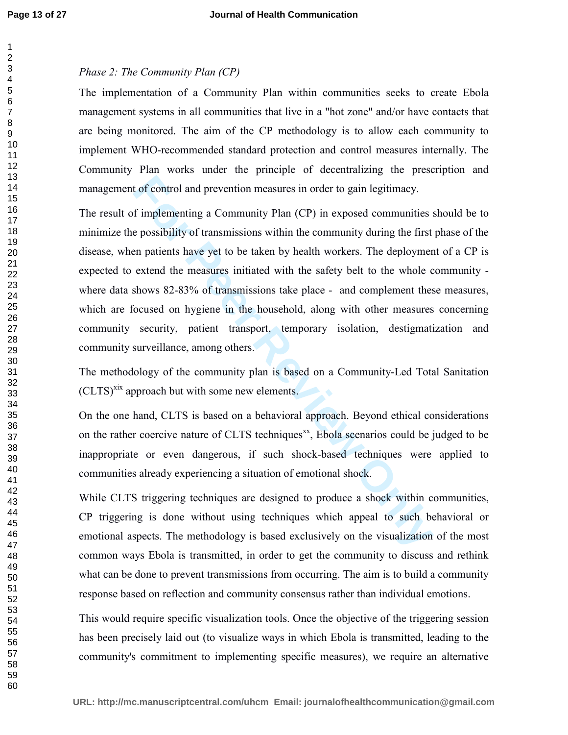*Phase 2: The Community Plan (CP)*

The implementation of a Community Plan within communities seeks to create Ebola management systems in all communities that live in a "hot zone" and/or have contacts that are being monitored. The aim of the CP methodology is to allow each community to implement WHO-recommended standard protection and control measures internally. The Community Plan works under the principle of decentralizing the prescription and management of control and prevention measures in order to gain legitimacy.

The result of implementing a Community Plan (CP) in exposed communities should be to minimize the possibility of transmissions within the community during the first phase of the disease, when patients have yet to be taken by health workers. The deployment of a CP is expected to extend the measures initiated with the safety belt to the whole community - where data shows 82-83% of transmissions take place - and complement these measures, which are focused on hygiene in the household, along with other measures concerning community security, patient transport, temporary isolation, destigmatization and community surveillance, among others.

The methodology of the community plan is based on a Community-Led Total Sanitation (CLTS)[xix] approach but with some new elements.

On the one hand, CLTS is based on a behavioral approach. Beyond ethical considerations on the rather coercive nature of CLTS techniques[xx], Ebola scenarios could be judged to be inappropriate or even dangerous, if such shock-based techniques were applied to communities already experiencing a situation of emotional shock.

While CLTS triggering techniques are designed to produce a shock within communities, CP triggering is done without using techniques which appeal to such behavioral or emotional aspects. The methodology is based exclusively on the visualization of the most common ways Ebola is transmitted, in order to get the community to discuss and rethink what can be done to prevent transmissions from occurring. The aim is to build a community response based on reflection and community consensus rather than individual emotions.

This would require specific visualization tools. Once the objective of the triggering session has been precisely laid out (to visualize ways in which Ebola is transmitted, leading to the community's commitment to implementing specific measures), we require an alternative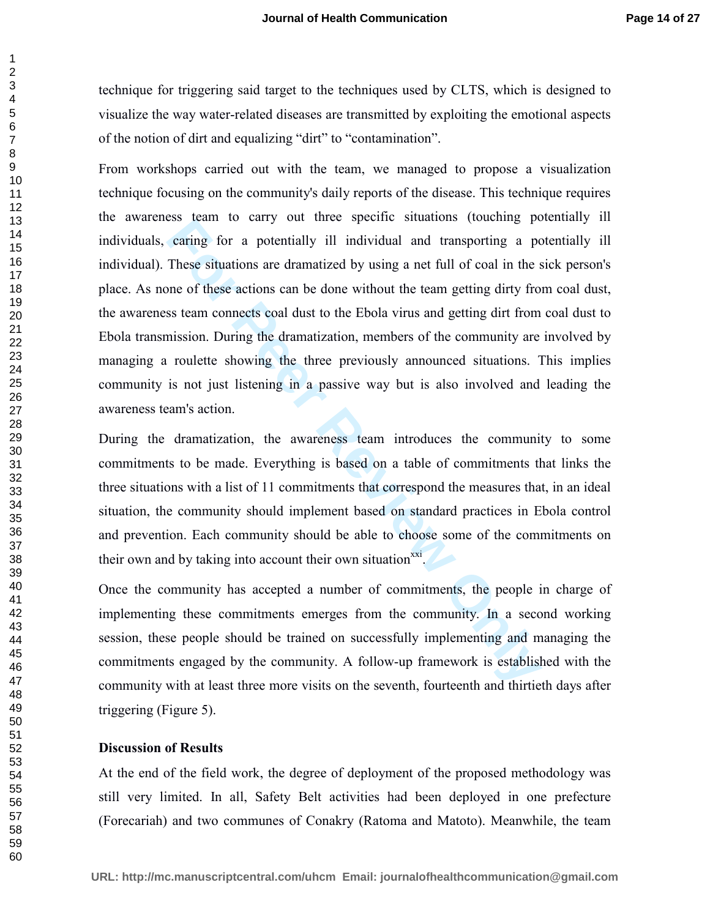technique for triggering said target to the techniques used by CLTS, which is designed to visualize the way water-related diseases are transmitted by exploiting the emotional aspects of the notion of dirt and equalizing "dirt" to "contamination".

From workshops carried out with the team, we managed to propose a visualization technique focusing on the community's daily reports of the disease. This technique requires the awareness team to carry out three specific situations (touching potentially ill individuals, caring for a potentially ill individual and transporting a potentially ill individual). These situations are dramatized by using a net full of coal in the sick person's place. As none of these actions can be done without the team getting dirty from coal dust, the awareness team connects coal dust to the Ebola virus and getting dirt from coal dust to Ebola transmission. During the dramatization, members of the community are involved by managing a roulette showing the three previously announced situations. This implies community is not just listening in a passive way but is also involved and leading the awareness team's action.

During the dramatization, the awareness team introduces the community to some commitments to be made. Everything is based on a table of commitments that links the three situations with a list of 11 commitments that correspond the measures that, in an ideal situation, the community should implement based on standard practices in Ebola control and prevention. Each community should be able to choose some of the commitments on their own and by taking into account their own situation[xxi].

Once the community has accepted a number of commitments, the people in charge of implementing these commitments emerges from the community. In a second working session, these people should be trained on successfully implementing and managing the commitments engaged by the community. A follow-up framework is established with the community with at least three more visits on the seventh, fourteenth and thirtieth days after triggering (Figure 5).

**Discussion of Results**

At the end of the field work, the degree of deployment of the proposed methodology was still very limited. In all, Safety Belt activities had been deployed in one prefecture (Forecariah) and two communes of Conakry (Ratoma and Matoto). Meanwhile, the team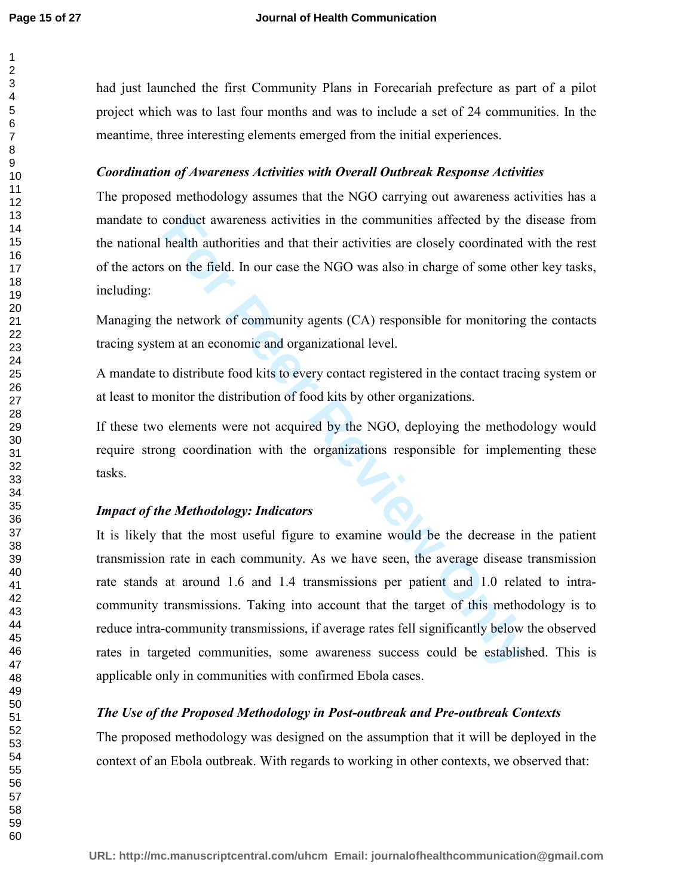had just launched the first Community Plans in Forecariah prefecture as part of a pilot project which was to last four months and was to include a set of 24 communities. In the meantime, three interesting elements emerged from the initial experiences.

***Coordination of Awareness Activities with Overall Outbreak Response Activities***

The proposed methodology assumes that the NGO carrying out awareness activities has a mandate to conduct awareness activities in the communities affected by the disease from the national health authorities and that their activities are closely coordinated with the rest of the actors on the field. In our case the NGO was also in charge of some other key tasks, including:

Managing the network of community agents (CA) responsible for monitoring the contacts tracing system at an economic and organizational level.

A mandate to distribute food kits to every contact registered in the contact tracing system or at least to monitor the distribution of food kits by other organizations.

If these two elements were not acquired by the NGO, deploying the methodology would require strong coordination with the organizations responsible for implementing these tasks.

***Impact of the Methodology: Indicators***

It is likely that the most useful figure to examine would be the decrease in the patient transmission rate in each community. As we have seen, the average disease transmission rate stands at around 1.6 and 1.4 transmissions per patient and 1.0 related to intra-community transmissions. Taking into account that the target of this methodology is to reduce intra-community transmissions, if average rates fell significantly below the observed rates in targeted communities, some awareness success could be established. This is applicable only in communities with confirmed Ebola cases.

***The Use of the Proposed Methodology in Post-outbreak and Pre-outbreak Contexts***

The proposed methodology was designed on the assumption that it will be deployed in the context of an Ebola outbreak. With regards to working in other contexts, we observed that: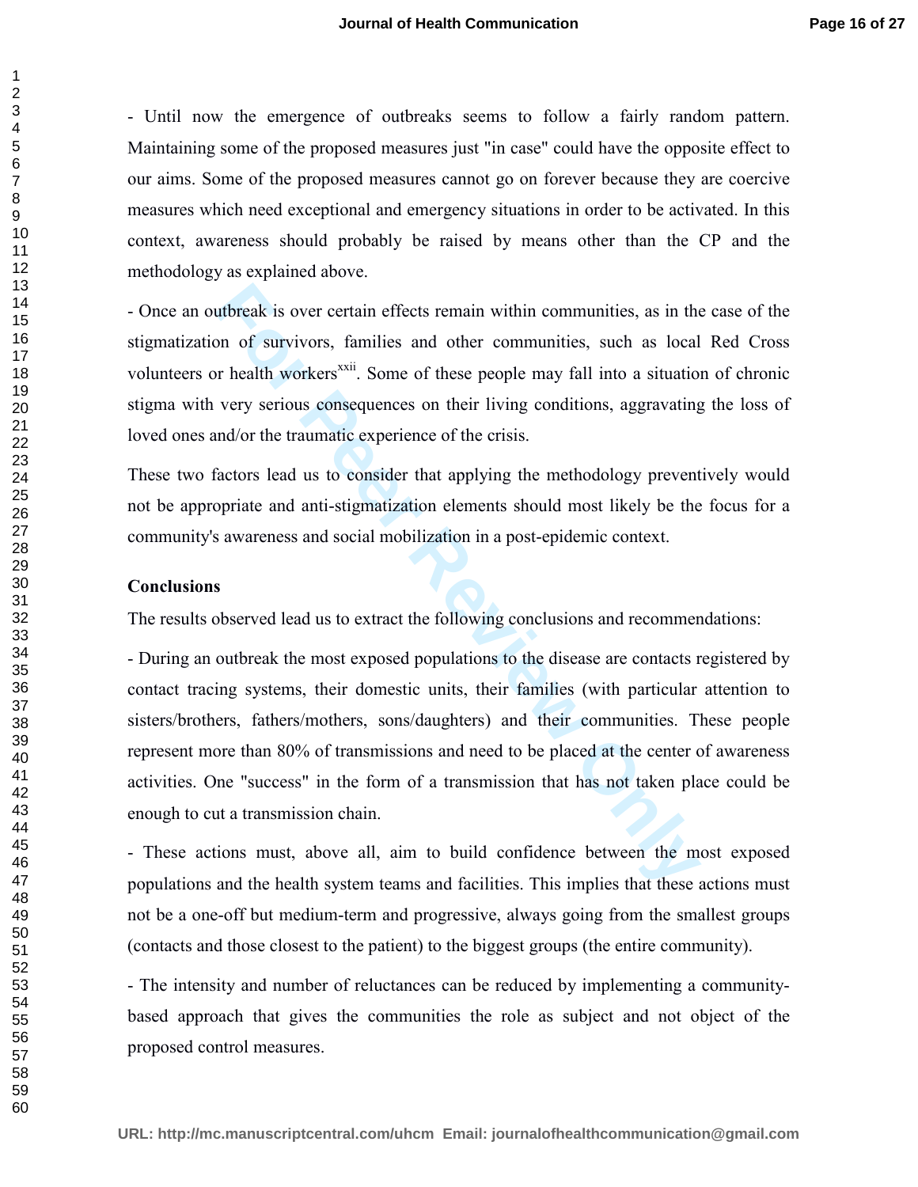- Until now the emergence of outbreaks seems to follow a fairly random pattern. Maintaining some of the proposed measures just "in case" could have the opposite effect to our aims. Some of the proposed measures cannot go on forever because they are coercive measures which need exceptional and emergency situations in order to be activated. In this context, awareness should probably be raised by means other than the CP and the methodology as explained above.

- Once an outbreak is over certain effects remain within communities, as in the case of the stigmatization of survivors, families and other communities, such as local Red Cross volunteers or health workers[xxii]. Some of these people may fall into a situation of chronic stigma with very serious consequences on their living conditions, aggravating the loss of loved ones and/or the traumatic experience of the crisis.

These two factors lead us to consider that applying the methodology preventively would not be appropriate and anti-stigmatization elements should most likely be the focus for a community's awareness and social mobilization in a post-epidemic context.

**Conclusions**

The results observed lead us to extract the following conclusions and recommendations:

- During an outbreak the most exposed populations to the disease are contacts registered by contact tracing systems, their domestic units, their families (with particular attention to sisters/brothers, fathers/mothers, sons/daughters) and their communities. These people represent more than 80% of transmissions and need to be placed at the center of awareness activities. One "success" in the form of a transmission that has not taken place could be enough to cut a transmission chain.

- These actions must, above all, aim to build confidence between the most exposed populations and the health system teams and facilities. This implies that these actions must not be a one-off but medium-term and progressive, always going from the smallest groups (contacts and those closest to the patient) to the biggest groups (the entire community).

- The intensity and number of reluctances can be reduced by implementing a community-based approach that gives the communities the role as subject and not object of the proposed control measures.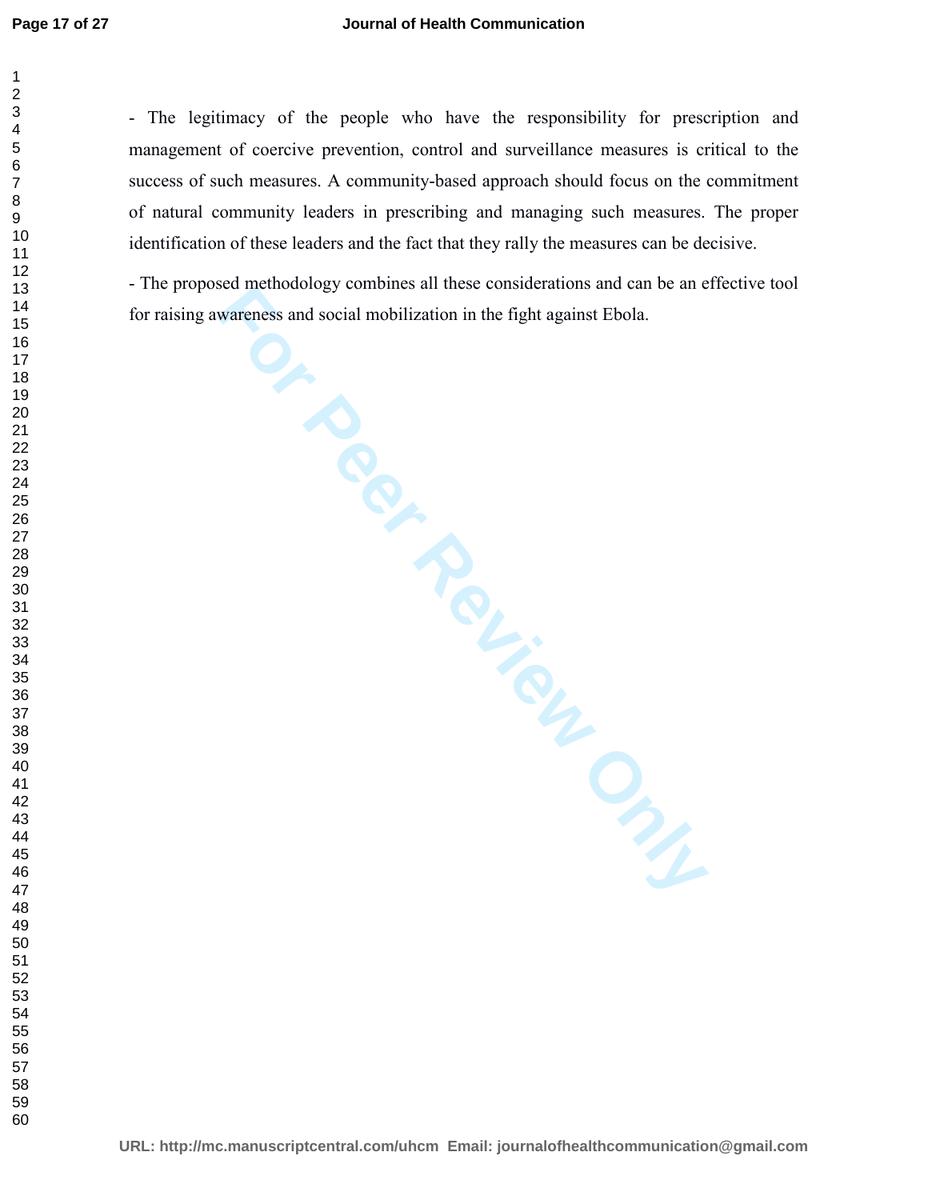- The legitimacy of the people who have the responsibility for prescription and management of coercive prevention, control and surveillance measures is critical to the success of such measures. A community-based approach should focus on the commitment of natural community leaders in prescribing and managing such measures. The proper identification of these leaders and the fact that they rally the measures can be decisive.

- The proposed methodology combines all these considerations and can be an effective tool for raising awareness and social mobilization in the fight against Ebola.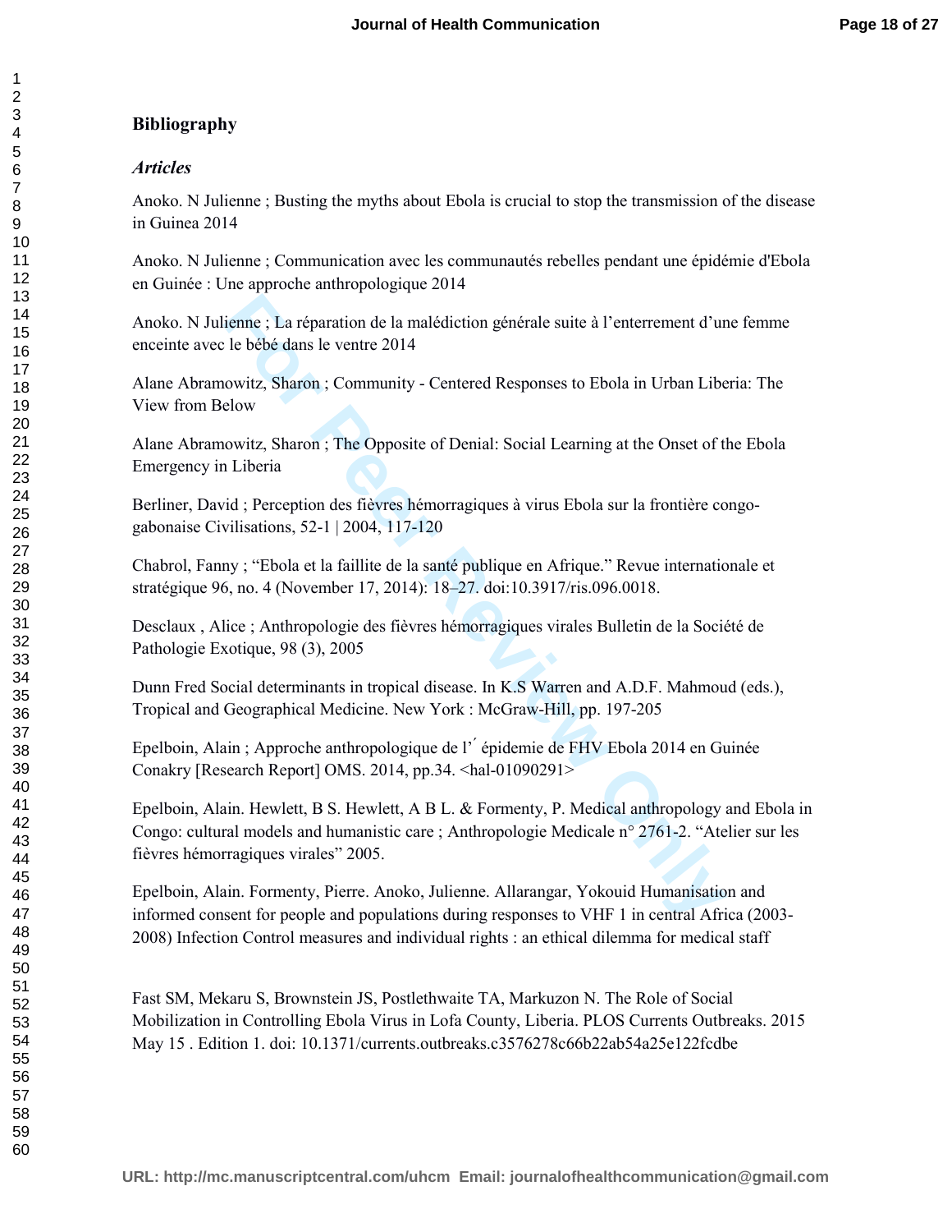## Bibliography

### *Articles*

Anoko. N Julienne ; Busting the myths about Ebola is crucial to stop the transmission of the disease in Guinea 2014

Anoko. N Julienne ; Communication avec les communautés rebelles pendant une épidémie d'Ebola en Guinée : Une approche anthropologique 2014

Anoko. N Julienne ; La réparation de la malédiction générale suite à l'enterrement d'une femme enceinte avec le bébé dans le ventre 2014

Alane Abramowitz, Sharon ; Community - Centered Responses to Ebola in Urban Liberia: The View from Below

Alane Abramowitz, Sharon ; The Opposite of Denial: Social Learning at the Onset of the Ebola Emergency in Liberia

Berliner, David ; Perception des fièvres hémorragiques à virus Ebola sur la frontière congo-gabonaise Civilisations, 52-1 | 2004, 117-120

Chabrol, Fanny ; "Ebola et la faillite de la santé publique en Afrique." Revue internationale et stratégique 96, no. 4 (November 17, 2014): 18–27. doi:10.3917/ris.096.0018.

Desclaux , Alice ; Anthropologie des fièvres hémorragiques virales Bulletin de la Société de Pathologie Exotique, 98 (3), 2005

Dunn Fred Social determinants in tropical disease. In K.S Warren and A.D.F. Mahmoud (eds.), Tropical and Geographical Medicine. New York : McGraw-Hill, pp. 197-205

Epelboin, Alain ; Approche anthropologique de l'´ épidemie de FHV Ebola 2014 en Guinée Conakry [Research Report] OMS. 2014, pp.34. <hal-01090291>

Epelboin, Alain. Hewlett, B S. Hewlett, A B L. & Formenty, P. Medical anthropology and Ebola in Congo: cultural models and humanistic care ; Anthropologie Medicale n° 2761-2. "Atelier sur les fièvres hémorragiques virales" 2005.

Epelboin, Alain. Formenty, Pierre. Anoko, Julienne. Allarangar, Yokouid Humanisation and informed consent for people and populations during responses to VHF 1 in central Africa (2003-2008) Infection Control measures and individual rights : an ethical dilemma for medical staff

Fast SM, Mekaru S, Brownstein JS, Postlethwaite TA, Markuzon N. The Role of Social Mobilization in Controlling Ebola Virus in Lofa County, Liberia. PLOS Currents Outbreaks. 2015 May 15 . Edition 1. doi: 10.1371/currents.outbreaks.c3576278c66b22ab54a25e122fcdbe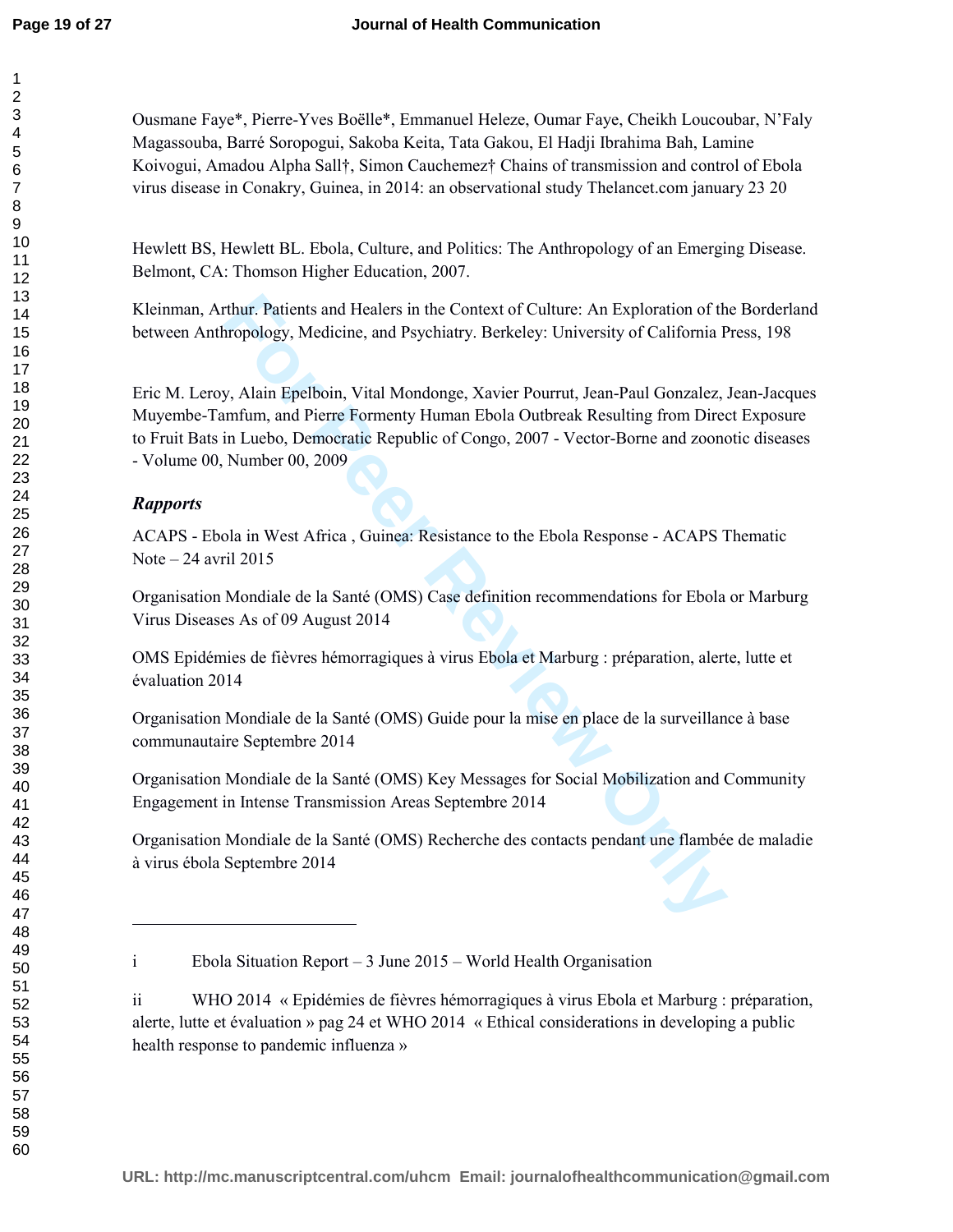Ousmane Faye*, Pierre-Yves Boëlle*, Emmanuel Heleze, Oumar Faye, Cheikh Loucoubar, N'Faly Magassouba, Barré Soropogui, Sakoba Keita, Tata Gakou, El Hadji Ibrahima Bah, Lamine Koivogui, Amadou Alpha Sall†, Simon Cauchemez† Chains of transmission and control of Ebola virus disease in Conakry, Guinea, in 2014: an observational study Thelancet.com january 23 20

Hewlett BS, Hewlett BL. Ebola, Culture, and Politics: The Anthropology of an Emerging Disease. Belmont, CA: Thomson Higher Education, 2007.

Kleinman, Arthur. Patients and Healers in the Context of Culture: An Exploration of the Borderland between Anthropology, Medicine, and Psychiatry. Berkeley: University of California Press, 198

Eric M. Leroy, Alain Epelboin, Vital Mondonge, Xavier Pourrut, Jean-Paul Gonzalez, Jean-Jacques Muyembe-Tamfum, and Pierre Formenty Human Ebola Outbreak Resulting from Direct Exposure to Fruit Bats in Luebo, Democratic Republic of Congo, 2007 - Vector-Borne and zoonotic diseases - Volume 00, Number 00, 2009

***Rapports***

ACAPS - Ebola in West Africa , Guinea: Resistance to the Ebola Response - ACAPS Thematic Note – 24 avril 2015

Organisation Mondiale de la Santé (OMS) Case definition recommendations for Ebola or Marburg Virus Diseases As of 09 August 2014

OMS Epidémies de fièvres hémorragiques à virus Ebola et Marburg : préparation, alerte, lutte et évaluation 2014

Organisation Mondiale de la Santé (OMS) Guide pour la mise en place de la surveillance à base communautaire Septembre 2014

Organisation Mondiale de la Santé (OMS) Key Messages for Social Mobilization and Community Engagement in Intense Transmission Areas Septembre 2014

Organisation Mondiale de la Santé (OMS) Recherche des contacts pendant une flambée de maladie à virus ébola Septembre 2014

---

i Ebola Situation Report – 3 June 2015 – World Health Organisation

ii WHO 2014 « Epidémies de fièvres hémorragiques à virus Ebola et Marburg : préparation, alerte, lutte et évaluation » pag 24 et WHO 2014 « Ethical considerations in developing a public health response to pandemic influenza »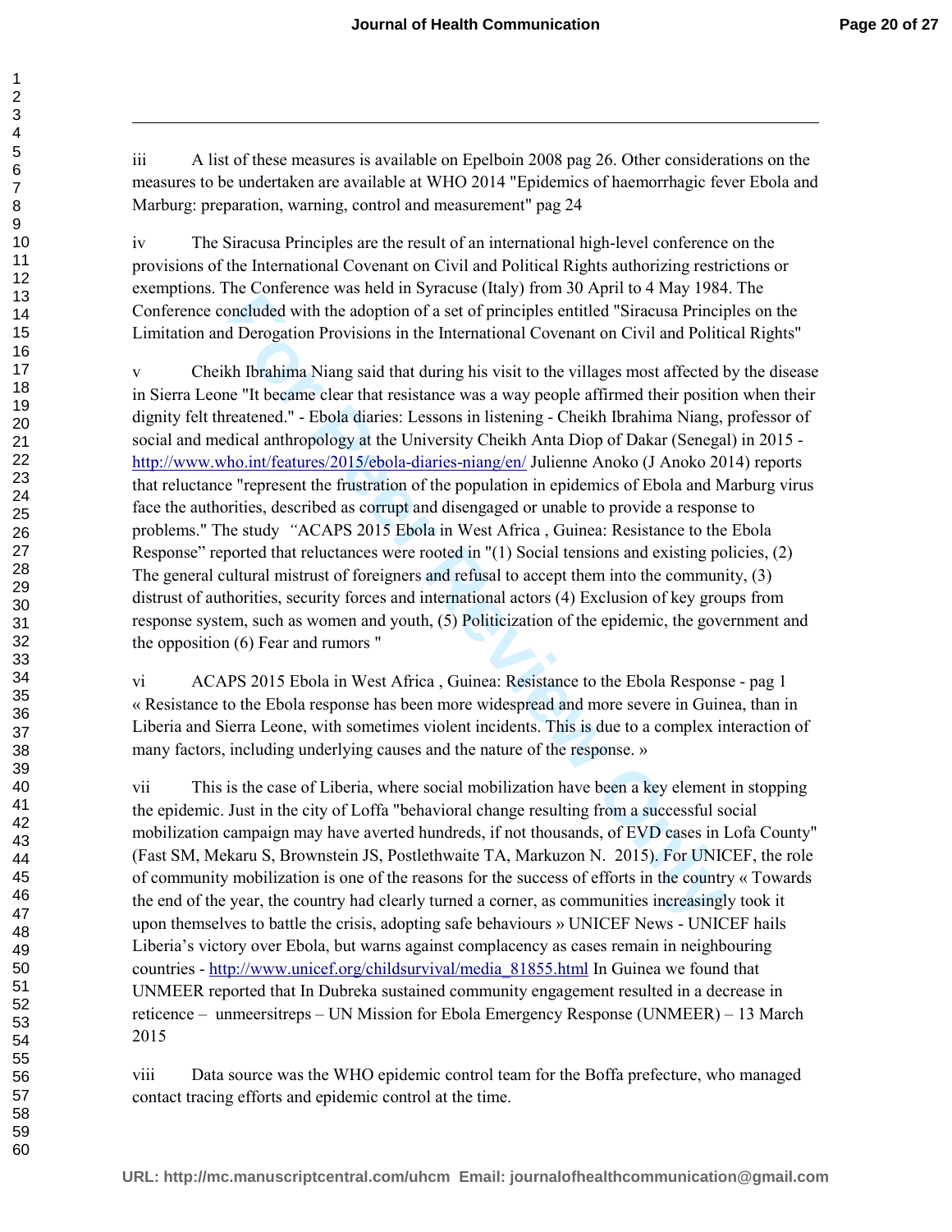iii A list of these measures is available on Epelboin 2008 pag 26. Other considerations on the measures to be undertaken are available at WHO 2014 "Epidemics of haemorrhagic fever Ebola and Marburg: preparation, warning, control and measurement" pag 24

iv The Siracusa Principles are the result of an international high-level conference on the provisions of the International Covenant on Civil and Political Rights authorizing restrictions or exemptions. The Conference was held in Syracuse (Italy) from 30 April to 4 May 1984. The Conference concluded with the adoption of a set of principles entitled "Siracusa Principles on the Limitation and Derogation Provisions in the International Covenant on Civil and Political Rights"

v Cheikh Ibrahima Niang said that during his visit to the villages most affected by the disease in Sierra Leone "It became clear that resistance was a way people affirmed their position when their dignity felt threatened." - Ebola diaries: Lessons in listening - Cheikh Ibrahima Niang, professor of social and medical anthropology at the University Cheikh Anta Diop of Dakar (Senegal) in 2015 - http://www.who.int/features/2015/ebola-diaries-niang/en/ Julienne Anoko (J Anoko 2014) reports that reluctance "represent the frustration of the population in epidemics of Ebola and Marburg virus face the authorities, described as corrupt and disengaged or unable to provide a response to problems." The study "ACAPS 2015 Ebola in West Africa , Guinea: Resistance to the Ebola Response" reported that reluctances were rooted in "(1) Social tensions and existing policies, (2) The general cultural mistrust of foreigners and refusal to accept them into the community, (3) distrust of authorities, security forces and international actors (4) Exclusion of key groups from response system, such as women and youth, (5) Politicization of the epidemic, the government and the opposition (6) Fear and rumors "

vi ACAPS 2015 Ebola in West Africa , Guinea: Resistance to the Ebola Response - pag 1 « Resistance to the Ebola response has been more widespread and more severe in Guinea, than in Liberia and Sierra Leone, with sometimes violent incidents. This is due to a complex interaction of many factors, including underlying causes and the nature of the response. »

vii This is the case of Liberia, where social mobilization have been a key element in stopping the epidemic. Just in the city of Loffa "behavioral change resulting from a successful social mobilization campaign may have averted hundreds, if not thousands, of EVD cases in Lofa County" (Fast SM, Mekaru S, Brownstein JS, Postlethwaite TA, Markuzon N. 2015). For UNICEF, the role of community mobilization is one of the reasons for the success of efforts in the country « Towards the end of the year, the country had clearly turned a corner, as communities increasingly took it upon themselves to battle the crisis, adopting safe behaviours » UNICEF News - UNICEF hails Liberia's victory over Ebola, but warns against complacency as cases remain in neighbouring countries - http://www.unicef.org/childsurvival/media_81855.html In Guinea we found that UNMEER reported that In Dubreka sustained community engagement resulted in a decrease in reticence – unmeersitreps – UN Mission for Ebola Emergency Response (UNMEER) – 13 March 2015

viii Data source was the WHO epidemic control team for the Boffa prefecture, who managed contact tracing efforts and epidemic control at the time.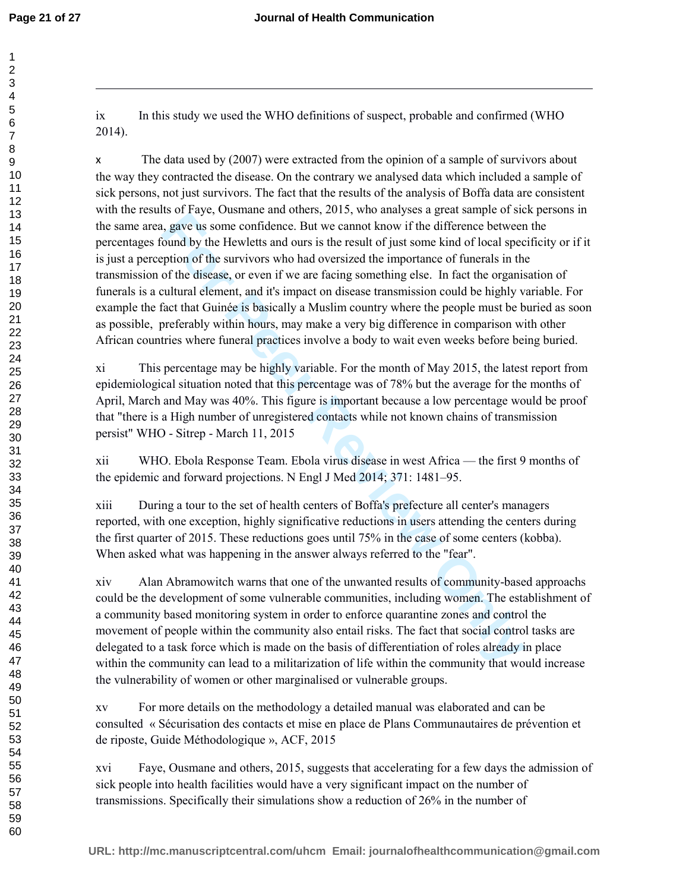ix In this study we used the WHO definitions of suspect, probable and confirmed (WHO 2014).

x The data used by (2007) were extracted from the opinion of a sample of survivors about the way they contracted the disease. On the contrary we analysed data which included a sample of sick persons, not just survivors. The fact that the results of the analysis of Boffa data are consistent with the results of Faye, Ousmane and others, 2015, who analyses a great sample of sick persons in the same area, gave us some confidence. But we cannot know if the difference between the percentages found by the Hewletts and ours is the result of just some kind of local specificity or if it is just a perception of the survivors who had oversized the importance of funerals in the transmission of the disease, or even if we are facing something else. In fact the organisation of funerals is a cultural element, and it's impact on disease transmission could be highly variable. For example the fact that Guinée is basically a Muslim country where the people must be buried as soon as possible, preferably within hours, may make a very big difference in comparison with other African countries where funeral practices involve a body to wait even weeks before being buried.

xi This percentage may be highly variable. For the month of May 2015, the latest report from epidemiological situation noted that this percentage was of 78% but the average for the months of April, March and May was 40%. This figure is important because a low percentage would be proof that "there is a High number of unregistered contacts while not known chains of transmission persist" WHO - Sitrep - March 11, 2015

xii WHO. Ebola Response Team. Ebola virus disease in west Africa — the first 9 months of the epidemic and forward projections. N Engl J Med 2014; 371: 1481–95.

xiii During a tour to the set of health centers of Boffa's prefecture all center's managers reported, with one exception, highly significative reductions in users attending the centers during the first quarter of 2015. These reductions goes until 75% in the case of some centers (kobba). When asked what was happening in the answer always referred to the "fear".

xiv Alan Abramowitch warns that one of the unwanted results of community-based approachs could be the development of some vulnerable communities, including women. The establishment of a community based monitoring system in order to enforce quarantine zones and control the movement of people within the community also entail risks. The fact that social control tasks are delegated to a task force which is made on the basis of differentiation of roles already in place within the community can lead to a militarization of life within the community that would increase the vulnerability of women or other marginalised or vulnerable groups.

xv For more details on the methodology a detailed manual was elaborated and can be consulted « Sécurisation des contacts et mise en place de Plans Communautaires de prévention et de riposte, Guide Méthodologique », ACF, 2015

xvi Faye, Ousmane and others, 2015, suggests that accelerating for a few days the admission of sick people into health facilities would have a very significant impact on the number of transmissions. Specifically their simulations show a reduction of 26% in the number of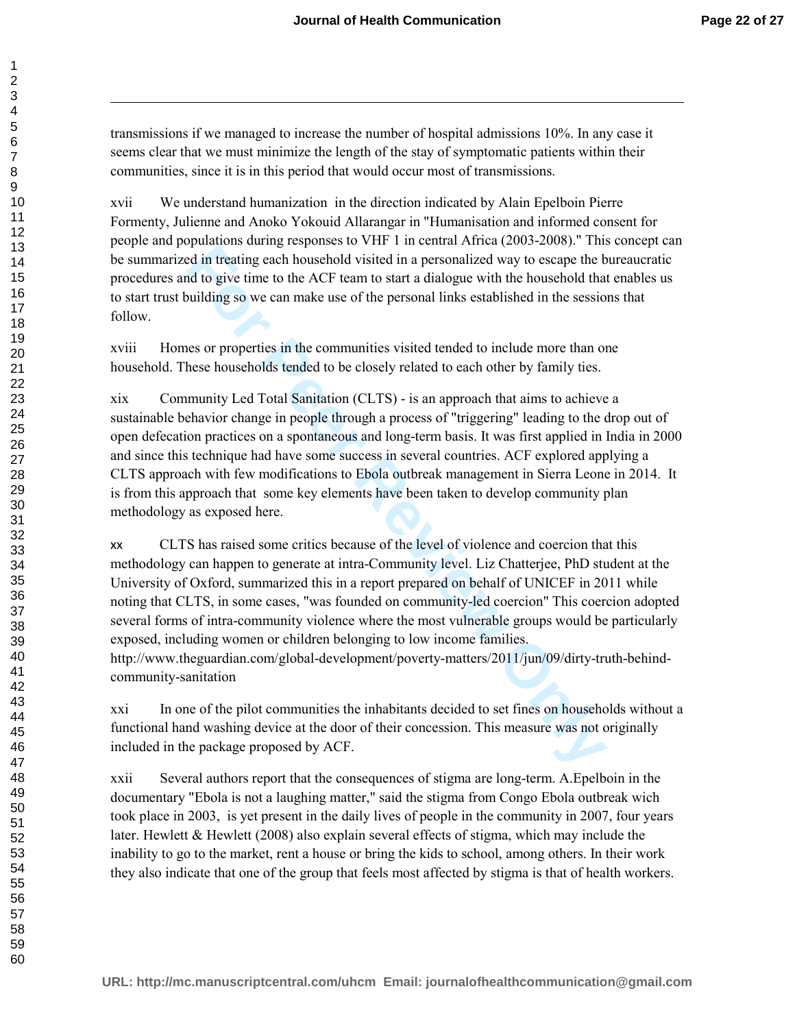transmissions if we managed to increase the number of hospital admissions 10%. In any case it seems clear that we must minimize the length of the stay of symptomatic patients within their communities, since it is in this period that would occur most of transmissions.

xvii We understand humanization in the direction indicated by Alain Epelboin Pierre Formenty, Julienne and Anoko Yokouid Allarangar in "Humanisation and informed consent for people and populations during responses to VHF 1 in central Africa (2003-2008)." This concept can be summarized in treating each household visited in a personalized way to escape the bureaucratic procedures and to give time to the ACF team to start a dialogue with the household that enables us to start trust building so we can make use of the personal links established in the sessions that follow.

xviii Homes or properties in the communities visited tended to include more than one household. These households tended to be closely related to each other by family ties.

xix Community Led Total Sanitation (CLTS) - is an approach that aims to achieve a sustainable behavior change in people through a process of "triggering" leading to the drop out of open defecation practices on a spontaneous and long-term basis. It was first applied in India in 2000 and since this technique had have some success in several countries. ACF explored applying a CLTS approach with few modifications to Ebola outbreak management in Sierra Leone in 2014. It is from this approach that some key elements have been taken to develop community plan methodology as exposed here.

xx CLTS has raised some critics because of the level of violence and coercion that this methodology can happen to generate at intra-Community level. Liz Chatterjee, PhD student at the University of Oxford, summarized this in a report prepared on behalf of UNICEF in 2011 while noting that CLTS, in some cases, "was founded on community-led coercion" This coercion adopted several forms of intra-community violence where the most vulnerable groups would be particularly exposed, including women or children belonging to low income families. http://www.theguardian.com/global-development/poverty-matters/2011/jun/09/dirty-truth-behind-community-sanitation

xxi In one of the pilot communities the inhabitants decided to set fines on households without a functional hand washing device at the door of their concession. This measure was not originally included in the package proposed by ACF.

xxii Several authors report that the consequences of stigma are long-term. A.Epelboin in the documentary "Ebola is not a laughing matter," said the stigma from Congo Ebola outbreak wich took place in 2003, is yet present in the daily lives of people in the community in 2007, four years later. Hewlett & Hewlett (2008) also explain several effects of stigma, which may include the inability to go to the market, rent a house or bring the kids to school, among others. In their work they also indicate that one of the group that feels most affected by stigma is that of health workers.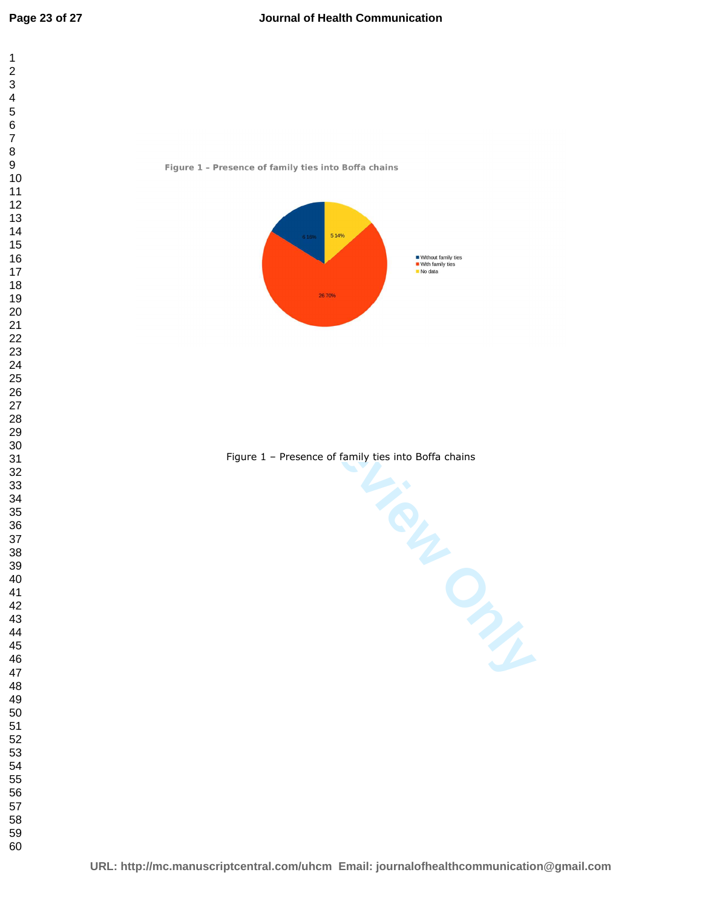Figure 1 – Presence of family ties into Boffa chains

6 16%

5 14%

26 70%

- Without family ties
- With family ties
- No data

Figure 1 – Presence of family ties into Boffa chains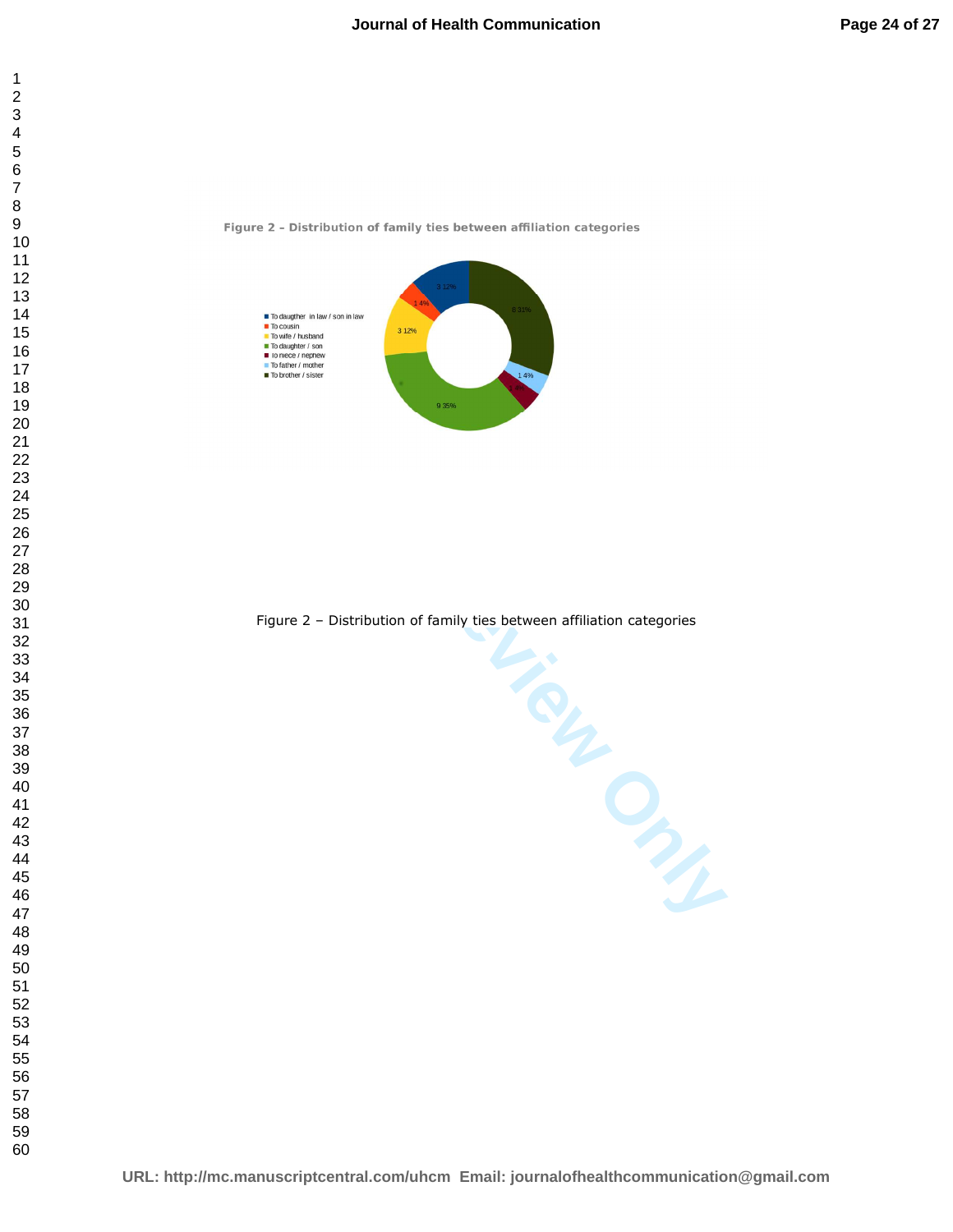Figure 2 – Distribution of family ties between affiliation categories

Figure 2 – Distribution of family ties between affiliation categories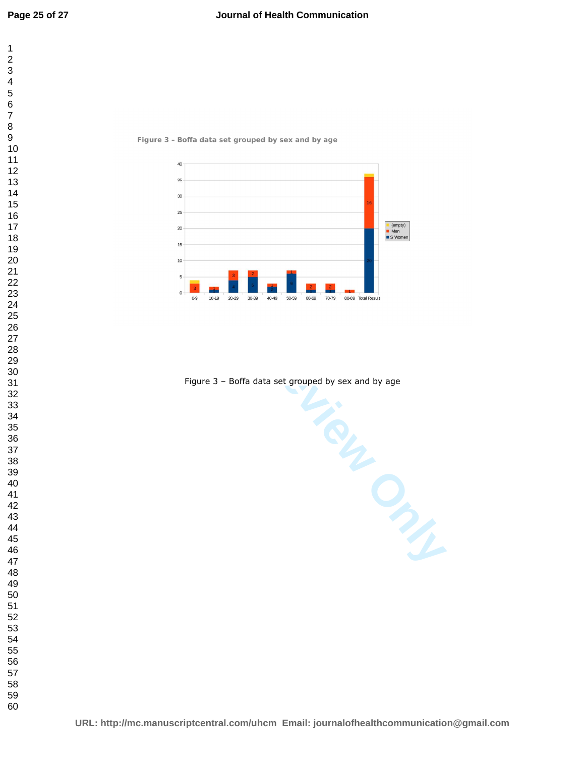Figure 3 – Boffa data set grouped by sex and by age

Figure 3 – Boffa data set grouped by sex and by age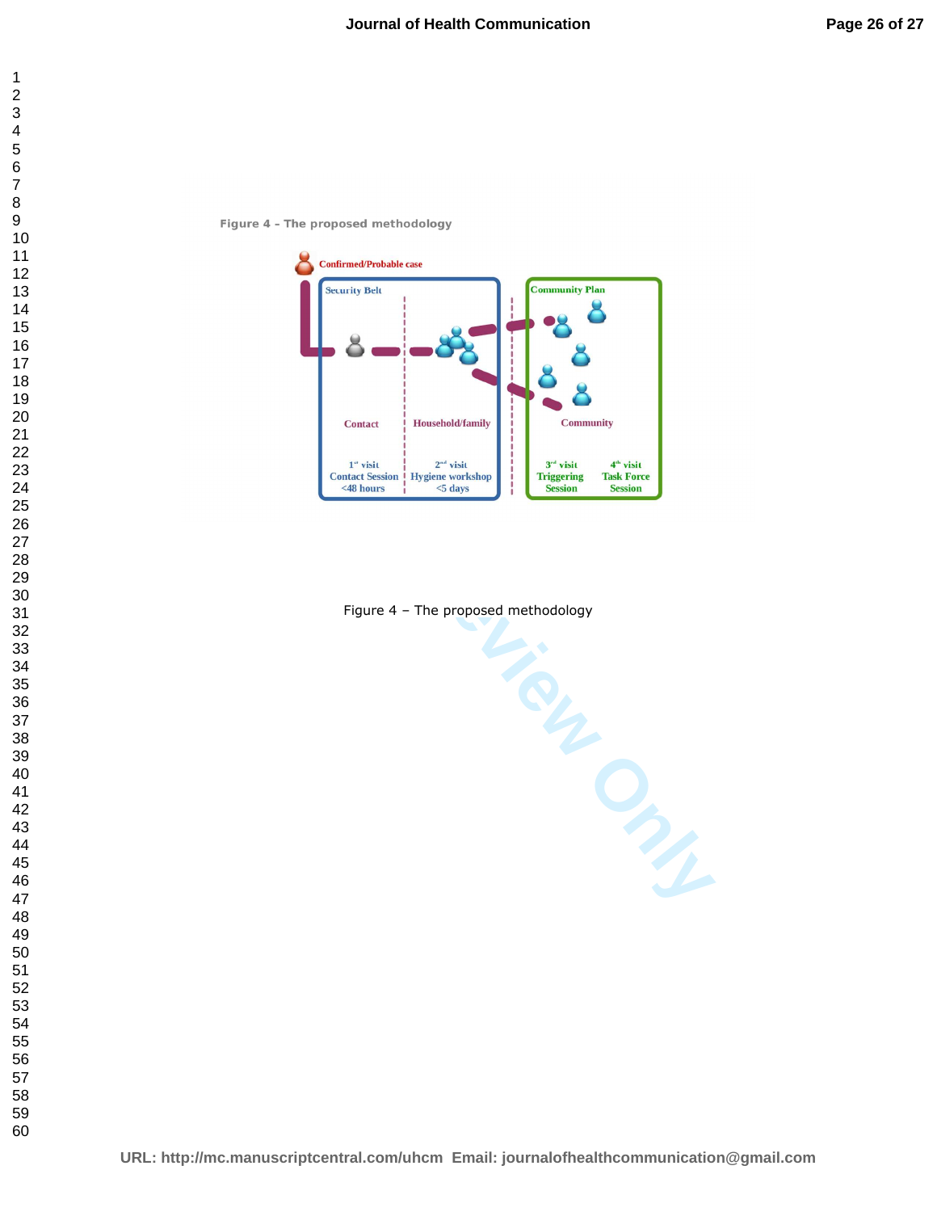Figure 4 – The proposed methodology

Confirmed/Probable case

Security Belt

Community Plan

Contact

Household/family

Community

1st visit
Contact Session
<48 hours

2nd visit
Hygiene workshop
<5 days

3rd visit
Triggering
Session

4th visit
Task Force
Session

Figure 4 – The proposed methodology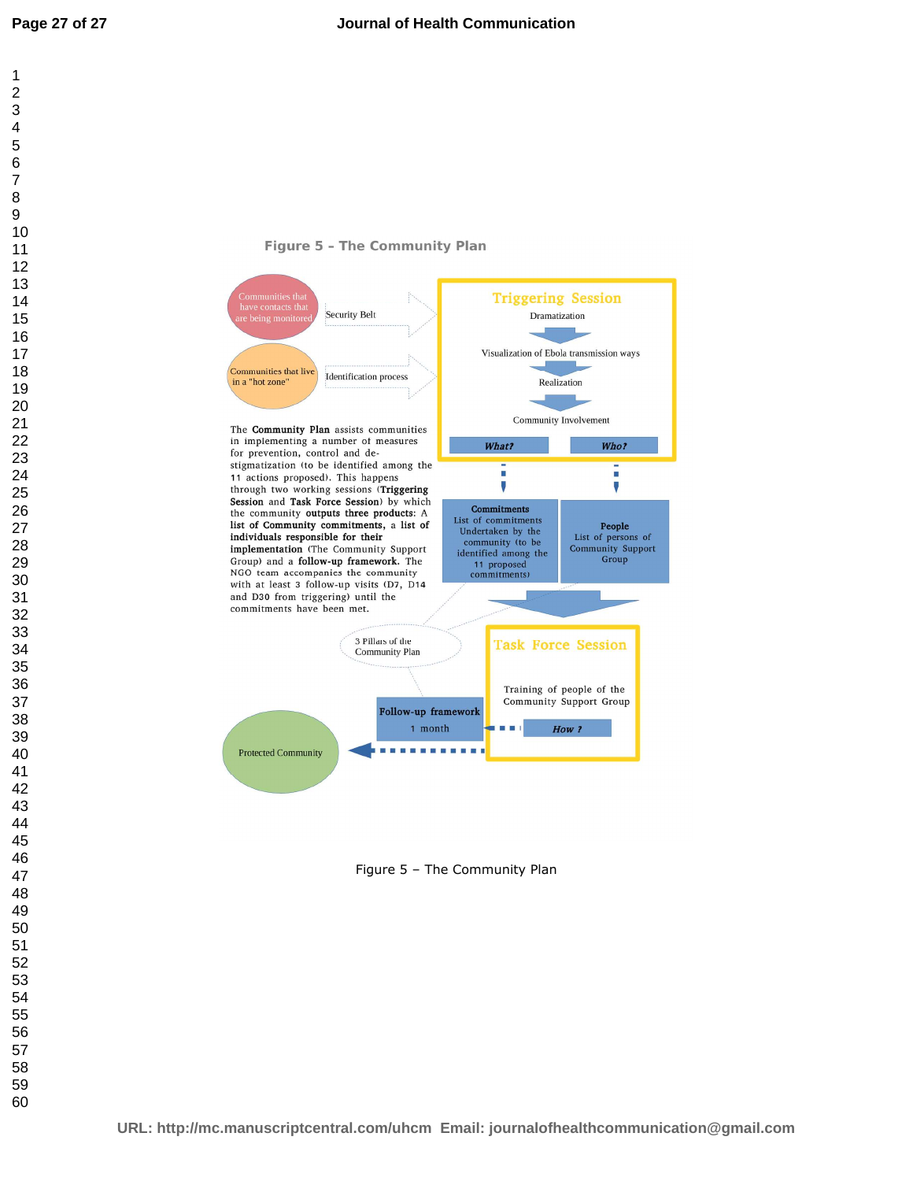Figure 5 – The Community Plan

Communities that have contacts that are being monitored

Security Belt

Communities that live in a "hot zone"

Identification process

Triggering Session

Dramatization

Visualization of Ebola transmission ways

Realization

Community Involvement

What?

Who?

The **Community Plan** assists communities in implementing a number of measures for prevention, control and de-stigmatization (to be identified among the 11 actions proposed). This happens through two working sessions (**Triggering Session** and **Task Force Session**) by which the community **outputs three products**: A **list of Community commitments**, a **list of individuals responsible for their implementation** (The Community Support Group) and a **follow-up framework**. The NGO team accompanies the community with at least 3 follow-up visits (D7, D14 and D30 from triggering) until the commitments have been met.

**Commitments**
List of commitments Undertaken by the community (to be identified among the 11 proposed commitments)

**People**
List of persons of Community Support Group

3 Pillars of the Community Plan

Task Force Session

Training of people of the Community Support Group

How ?

**Follow-up framework**
1 month

Protected Community

Figure 5 – The Community Plan